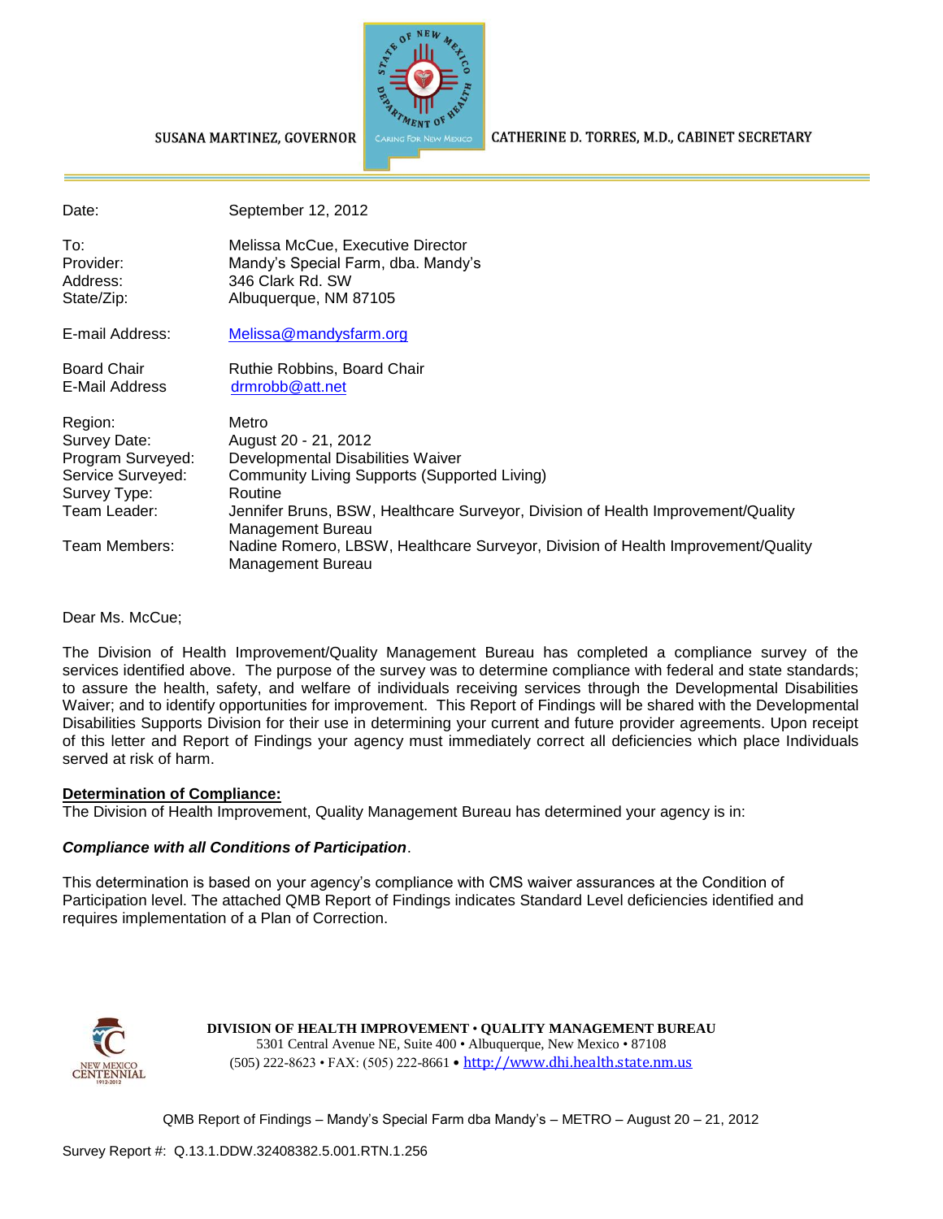SUSANA MARTINEZ, GOVERNOR

CATHERINE D. TORRES, M.D., CABINET SECRETARY

| | |
|---|---|
| Date: | September 12, 2012 |
| To: | Melissa McCue, Executive Director |
| Provider: | Mandy's Special Farm, dba. Mandy's |
| Address: | 346 Clark Rd. SW |
| State/Zip: | Albuquerque, NM 87105 |
| E-mail Address: | Melissa@mandysfarm.org |
| Board Chair | Ruthie Robbins, Board Chair |
| E-Mail Address | drmrobb@att.net |
| Region: | Metro |
| Survey Date: | August 20 - 21, 2012 |
| Program Surveyed: | Developmental Disabilities Waiver |
| Service Surveyed: | Community Living Supports (Supported Living) |
| Survey Type: | Routine |
| Team Leader: | Jennifer Bruns, BSW, Healthcare Surveyor, Division of Health Improvement/Quality Management Bureau |
| Team Members: | Nadine Romero, LBSW, Healthcare Surveyor, Division of Health Improvement/Quality Management Bureau |

Dear Ms. McCue;

The Division of Health Improvement/Quality Management Bureau has completed a compliance survey of the services identified above. The purpose of the survey was to determine compliance with federal and state standards; to assure the health, safety, and welfare of individuals receiving services through the Developmental Disabilities Waiver; and to identify opportunities for improvement. This Report of Findings will be shared with the Developmental Disabilities Supports Division for their use in determining your current and future provider agreements. Upon receipt of this letter and Report of Findings your agency must immediately correct all deficiencies which place Individuals served at risk of harm.

**Determination of Compliance:**

The Division of Health Improvement, Quality Management Bureau has determined your agency is in:

***Compliance with all Conditions of Participation***.

This determination is based on your agency's compliance with CMS waiver assurances at the Condition of Participation level. The attached QMB Report of Findings indicates Standard Level deficiencies identified and requires implementation of a Plan of Correction.

**DIVISION OF HEALTH IMPROVEMENT • QUALITY MANAGEMENT BUREAU**
5301 Central Avenue NE, Suite 400 • Albuquerque, New Mexico • 87108
(505) 222-8623 • FAX: (505) 222-8661 • http://www.dhi.health.state.nm.us

Survey Report #: Q.13.1.DDW.32408382.5.001.RTN.1.256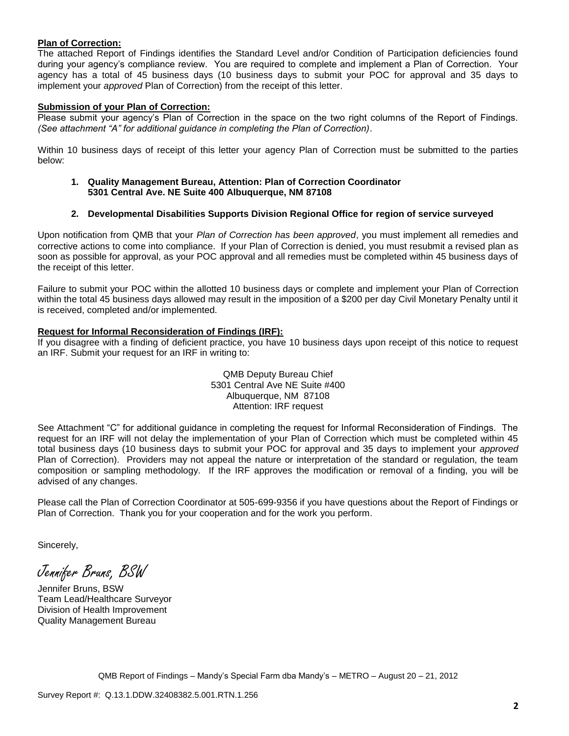**Plan of Correction:**
The attached Report of Findings identifies the Standard Level and/or Condition of Participation deficiencies found during your agency's compliance review. You are required to complete and implement a Plan of Correction. Your agency has a total of 45 business days (10 business days to submit your POC for approval and 35 days to implement your *approved* Plan of Correction) from the receipt of this letter.

**Submission of your Plan of Correction:**
Please submit your agency's Plan of Correction in the space on the two right columns of the Report of Findings. *(See attachment "A" for additional guidance in completing the Plan of Correction)*.

Within 10 business days of receipt of this letter your agency Plan of Correction must be submitted to the parties below:

1. **Quality Management Bureau, Attention: Plan of Correction Coordinator 5301 Central Ave. NE Suite 400 Albuquerque, NM 87108**

2. **Developmental Disabilities Supports Division Regional Office for region of service surveyed**

Upon notification from QMB that your *Plan of Correction has been approved*, you must implement all remedies and corrective actions to come into compliance. If your Plan of Correction is denied, you must resubmit a revised plan as soon as possible for approval, as your POC approval and all remedies must be completed within 45 business days of the receipt of this letter.

Failure to submit your POC within the allotted 10 business days or complete and implement your Plan of Correction within the total 45 business days allowed may result in the imposition of a $200 per day Civil Monetary Penalty until it is received, completed and/or implemented.

**Request for Informal Reconsideration of Findings (IRF):**
If you disagree with a finding of deficient practice, you have 10 business days upon receipt of this notice to request an IRF. Submit your request for an IRF in writing to:

QMB Deputy Bureau Chief
5301 Central Ave NE Suite #400
Albuquerque, NM 87108
Attention: IRF request

See Attachment "C" for additional guidance in completing the request for Informal Reconsideration of Findings. The request for an IRF will not delay the implementation of your Plan of Correction which must be completed within 45 total business days (10 business days to submit your POC for approval and 35 days to implement your *approved* Plan of Correction). Providers may not appeal the nature or interpretation of the standard or regulation, the team composition or sampling methodology. If the IRF approves the modification or removal of a finding, you will be advised of any changes.

Please call the Plan of Correction Coordinator at 505-699-9356 if you have questions about the Report of Findings or Plan of Correction. Thank you for your cooperation and for the work you perform.

Sincerely,

*Jennifer Bruns, BSW*

Jennifer Bruns, BSW
Team Lead/Healthcare Surveyor
Division of Health Improvement
Quality Management Bureau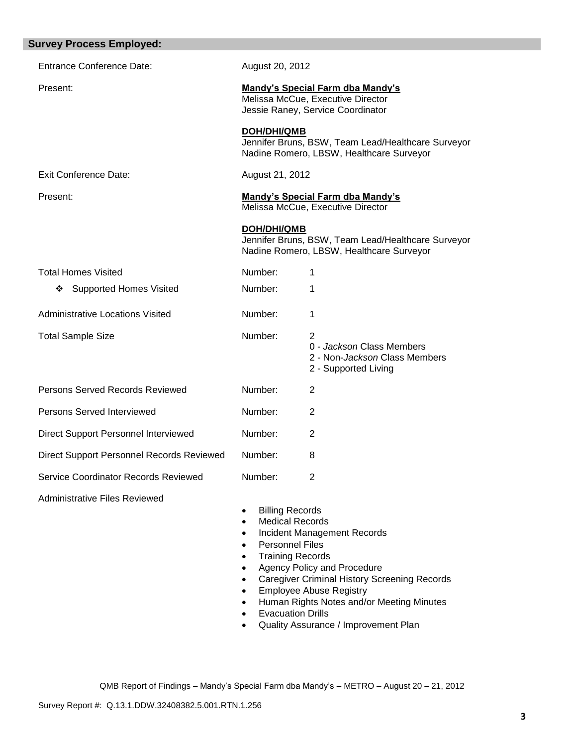## Survey Process Employed:

| | | |
|---|---|---|
| Entrance Conference Date: | August 20, 2012 | |
| Present: | **Mandy's Special Farm dba Mandy's**<br>Melissa McCue, Executive Director<br>Jessie Raney, Service Coordinator<br><br>**DOH/DHI/QMB**<br>Jennifer Bruns, BSW, Team Lead/Healthcare Surveyor<br>Nadine Romero, LBSW, Healthcare Surveyor | |
| Exit Conference Date: | August 21, 2012 | |
| Present: | **Mandy's Special Farm dba Mandy's**<br>Melissa McCue, Executive Director<br><br>**DOH/DHI/QMB**<br>Jennifer Bruns, BSW, Team Lead/Healthcare Surveyor<br>Nadine Romero, LBSW, Healthcare Surveyor | |
| Total Homes Visited | Number: | 1 |
| ❖ Supported Homes Visited | Number: | 1 |
| Administrative Locations Visited | Number: | 1 |
| Total Sample Size | Number: | 2<br>0 - *Jackson* Class Members<br>2 - Non-*Jackson* Class Members<br>2 - Supported Living |
| Persons Served Records Reviewed | Number: | 2 |
| Persons Served Interviewed | Number: | 2 |
| Direct Support Personnel Interviewed | Number: | 2 |
| Direct Support Personnel Records Reviewed | Number: | 8 |
| Service Coordinator Records Reviewed | Number: | 2 |

Administrative Files Reviewed

- Billing Records
- Medical Records
- Incident Management Records
- Personnel Files
- Training Records
- Agency Policy and Procedure
- Caregiver Criminal History Screening Records
- Employee Abuse Registry
- Human Rights Notes and/or Meeting Minutes
- Evacuation Drills
- Quality Assurance / Improvement Plan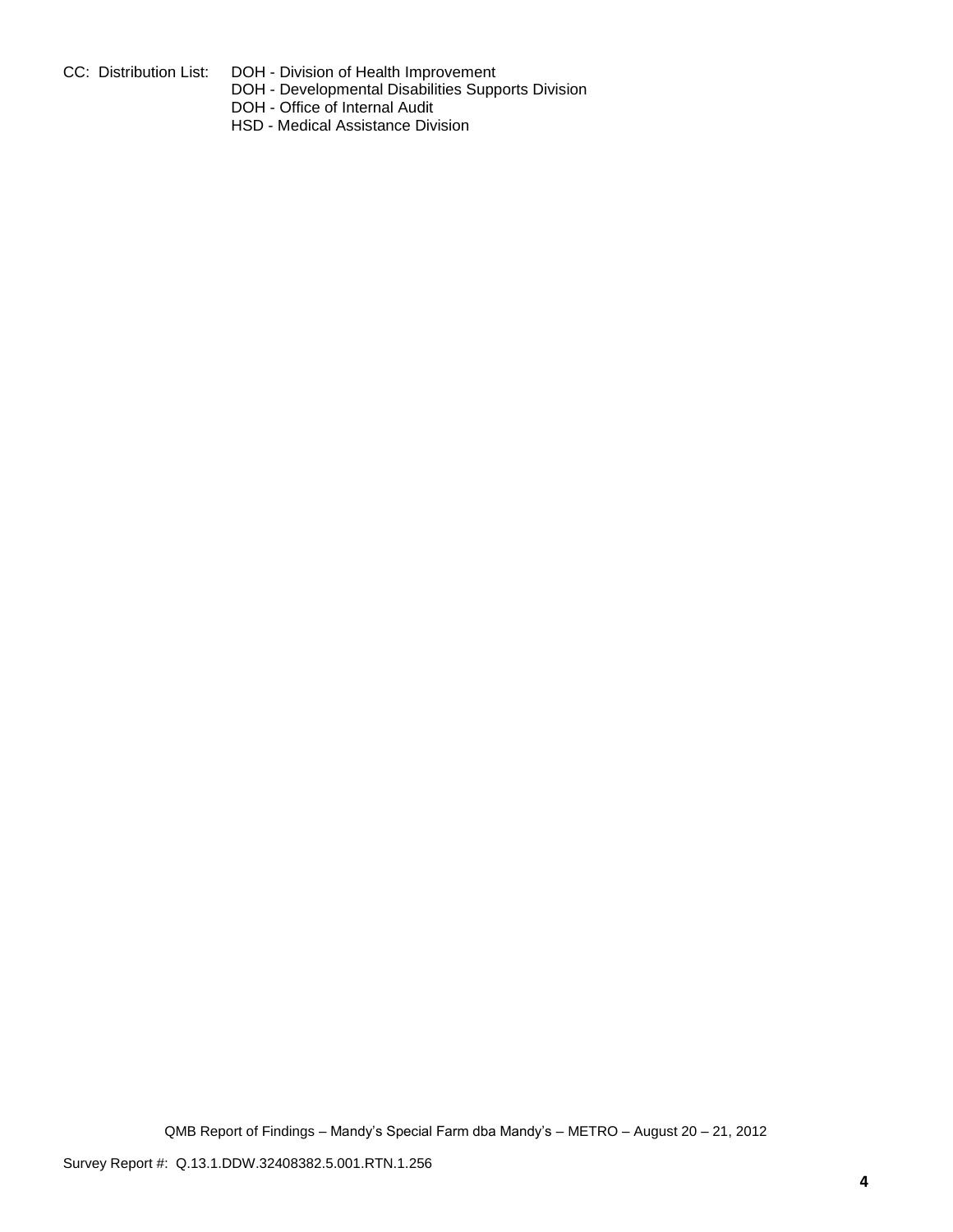CC: Distribution List: DOH - Division of Health Improvement
DOH - Developmental Disabilities Supports Division
DOH - Office of Internal Audit
HSD - Medical Assistance Division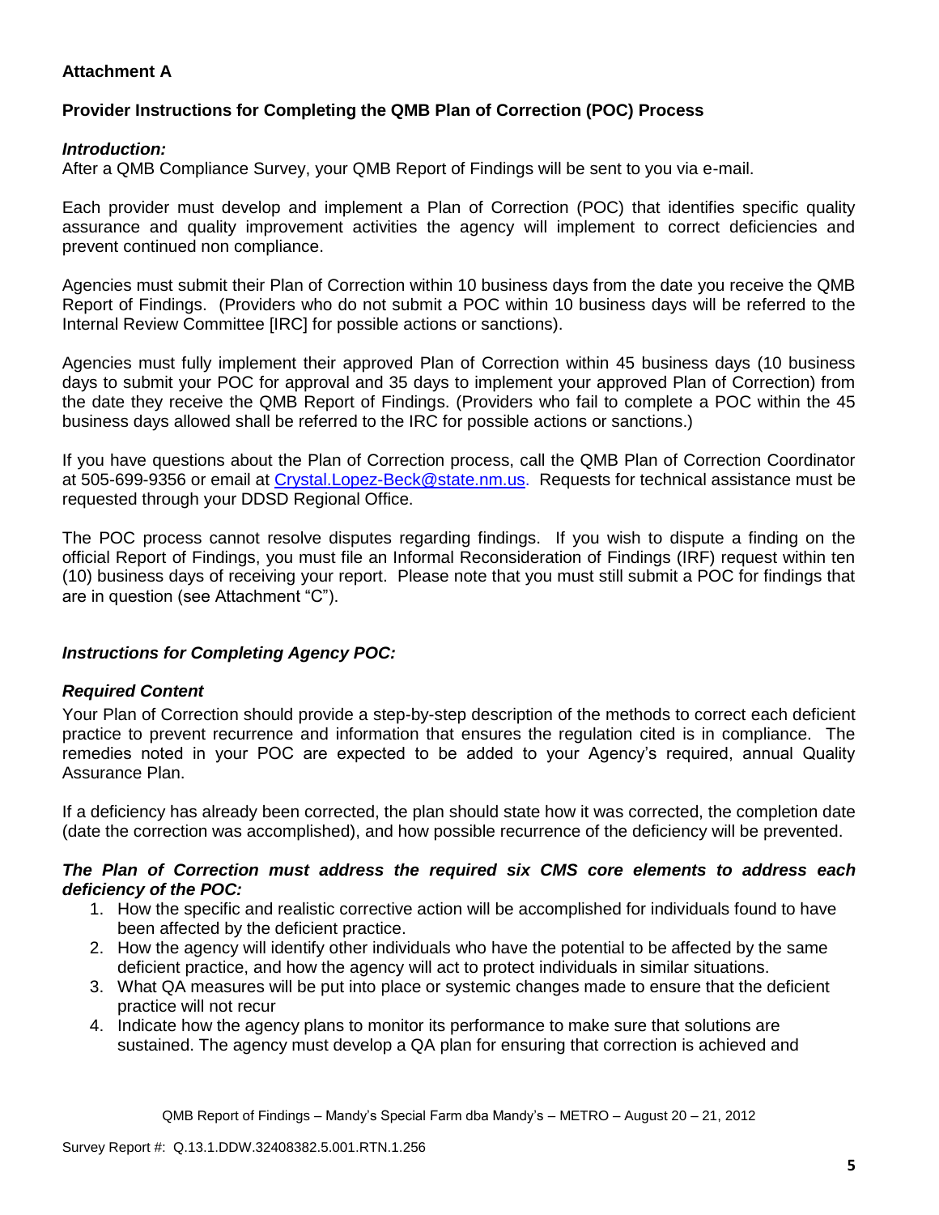**Attachment A**

**Provider Instructions for Completing the QMB Plan of Correction (POC) Process**

***Introduction:***

After a QMB Compliance Survey, your QMB Report of Findings will be sent to you via e-mail.

Each provider must develop and implement a Plan of Correction (POC) that identifies specific quality assurance and quality improvement activities the agency will implement to correct deficiencies and prevent continued non compliance.

Agencies must submit their Plan of Correction within 10 business days from the date you receive the QMB Report of Findings. (Providers who do not submit a POC within 10 business days will be referred to the Internal Review Committee [IRC] for possible actions or sanctions).

Agencies must fully implement their approved Plan of Correction within 45 business days (10 business days to submit your POC for approval and 35 days to implement your approved Plan of Correction) from the date they receive the QMB Report of Findings. (Providers who fail to complete a POC within the 45 business days allowed shall be referred to the IRC for possible actions or sanctions.)

If you have questions about the Plan of Correction process, call the QMB Plan of Correction Coordinator at 505-699-9356 or email at Crystal.Lopez-Beck@state.nm.us. Requests for technical assistance must be requested through your DDSD Regional Office.

The POC process cannot resolve disputes regarding findings. If you wish to dispute a finding on the official Report of Findings, you must file an Informal Reconsideration of Findings (IRF) request within ten (10) business days of receiving your report. Please note that you must still submit a POC for findings that are in question (see Attachment "C").

***Instructions for Completing Agency POC:***

***Required Content***

Your Plan of Correction should provide a step-by-step description of the methods to correct each deficient practice to prevent recurrence and information that ensures the regulation cited is in compliance. The remedies noted in your POC are expected to be added to your Agency's required, annual Quality Assurance Plan.

If a deficiency has already been corrected, the plan should state how it was corrected, the completion date (date the correction was accomplished), and how possible recurrence of the deficiency will be prevented.

***The Plan of Correction must address the required six CMS core elements to address each deficiency of the POC:***

1. How the specific and realistic corrective action will be accomplished for individuals found to have been affected by the deficient practice.
2. How the agency will identify other individuals who have the potential to be affected by the same deficient practice, and how the agency will act to protect individuals in similar situations.
3. What QA measures will be put into place or systemic changes made to ensure that the deficient practice will not recur
4. Indicate how the agency plans to monitor its performance to make sure that solutions are sustained. The agency must develop a QA plan for ensuring that correction is achieved and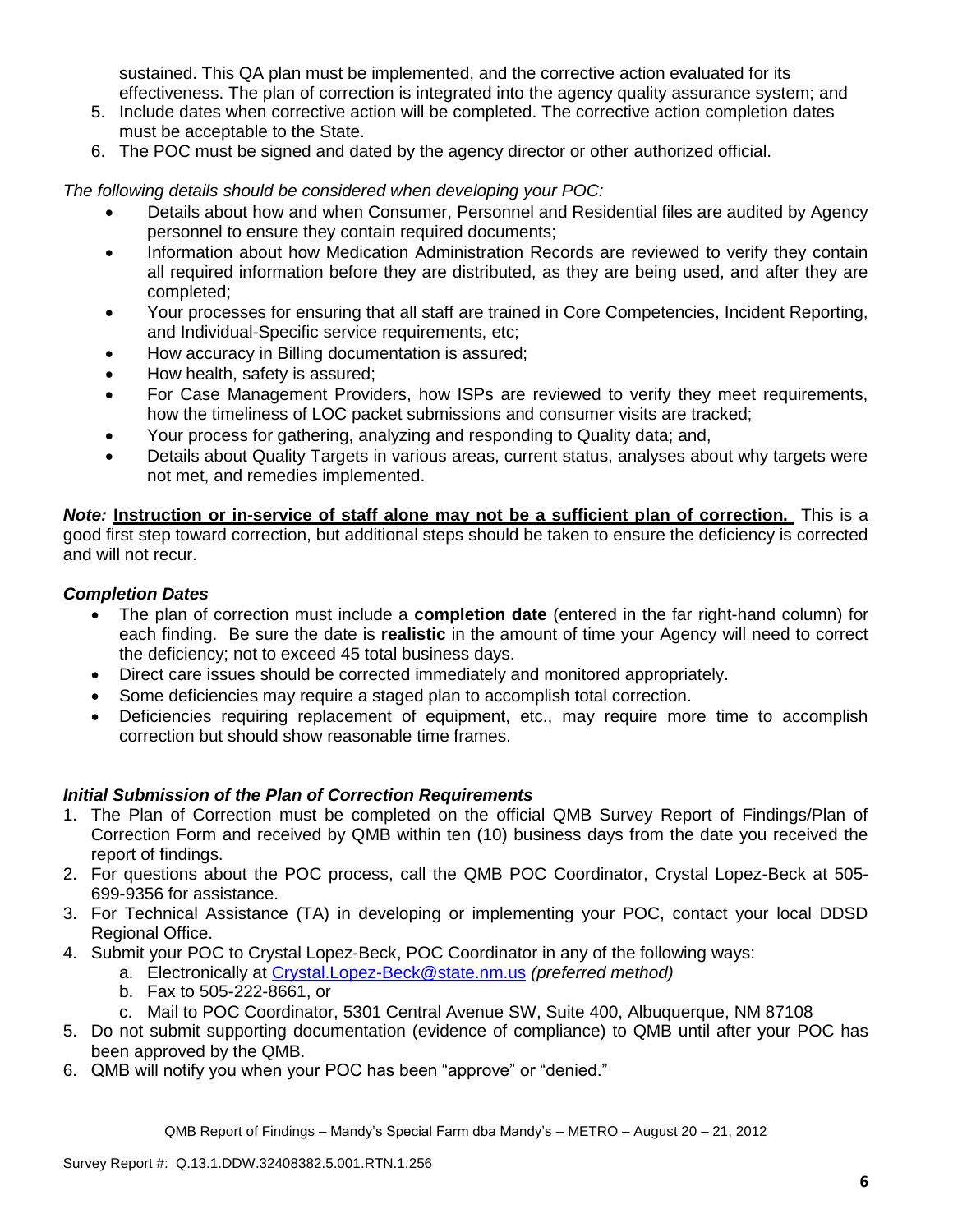sustained. This QA plan must be implemented, and the corrective action evaluated for its effectiveness. The plan of correction is integrated into the agency quality assurance system; and

5. Include dates when corrective action will be completed. The corrective action completion dates must be acceptable to the State.
6. The POC must be signed and dated by the agency director or other authorized official.

*The following details should be considered when developing your POC:*

- Details about how and when Consumer, Personnel and Residential files are audited by Agency personnel to ensure they contain required documents;
- Information about how Medication Administration Records are reviewed to verify they contain all required information before they are distributed, as they are being used, and after they are completed;
- Your processes for ensuring that all staff are trained in Core Competencies, Incident Reporting, and Individual-Specific service requirements, etc;
- How accuracy in Billing documentation is assured;
- How health, safety is assured;
- For Case Management Providers, how ISPs are reviewed to verify they meet requirements, how the timeliness of LOC packet submissions and consumer visits are tracked;
- Your process for gathering, analyzing and responding to Quality data; and,
- Details about Quality Targets in various areas, current status, analyses about why targets were not met, and remedies implemented.

***Note:*** **<u>Instruction or in-service of staff alone may not be a sufficient plan of correction.</u>** This is a good first step toward correction, but additional steps should be taken to ensure the deficiency is corrected and will not recur.

### *Completion Dates*

- The plan of correction must include a **completion date** (entered in the far right-hand column) for each finding. Be sure the date is **realistic** in the amount of time your Agency will need to correct the deficiency; not to exceed 45 total business days.
- Direct care issues should be corrected immediately and monitored appropriately.
- Some deficiencies may require a staged plan to accomplish total correction.
- Deficiencies requiring replacement of equipment, etc., may require more time to accomplish correction but should show reasonable time frames.

### *Initial Submission of the Plan of Correction Requirements*

1. The Plan of Correction must be completed on the official QMB Survey Report of Findings/Plan of Correction Form and received by QMB within ten (10) business days from the date you received the report of findings.
2. For questions about the POC process, call the QMB POC Coordinator, Crystal Lopez-Beck at 505-699-9356 for assistance.
3. For Technical Assistance (TA) in developing or implementing your POC, contact your local DDSD Regional Office.
4. Submit your POC to Crystal Lopez-Beck, POC Coordinator in any of the following ways:
   a. Electronically at Crystal.Lopez-Beck@state.nm.us *(preferred method)*
   b. Fax to 505-222-8661, or
   c. Mail to POC Coordinator, 5301 Central Avenue SW, Suite 400, Albuquerque, NM 87108
5. Do not submit supporting documentation (evidence of compliance) to QMB until after your POC has been approved by the QMB.
6. QMB will notify you when your POC has been "approve" or "denied."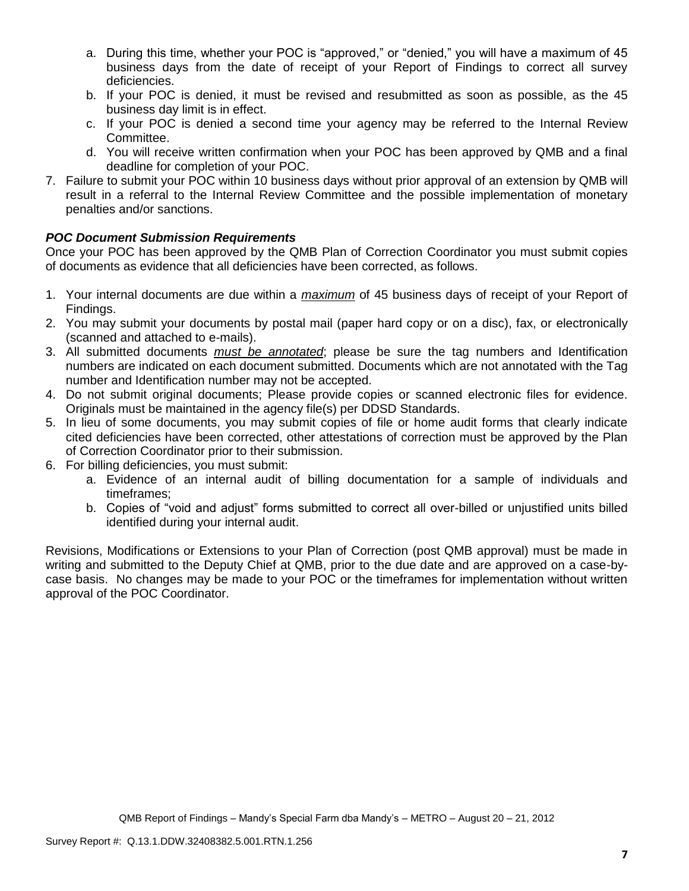a. During this time, whether your POC is "approved," or "denied," you will have a maximum of 45 business days from the date of receipt of your Report of Findings to correct all survey deficiencies.
b. If your POC is denied, it must be revised and resubmitted as soon as possible, as the 45 business day limit is in effect.
c. If your POC is denied a second time your agency may be referred to the Internal Review Committee.
d. You will receive written confirmation when your POC has been approved by QMB and a final deadline for completion of your POC.

7. Failure to submit your POC within 10 business days without prior approval of an extension by QMB will result in a referral to the Internal Review Committee and the possible implementation of monetary penalties and/or sanctions.

***POC Document Submission Requirements***

Once your POC has been approved by the QMB Plan of Correction Coordinator you must submit copies of documents as evidence that all deficiencies have been corrected, as follows.

1. Your internal documents are due within a ***maximum*** of 45 business days of receipt of your Report of Findings.
2. You may submit your documents by postal mail (paper hard copy or on a disc), fax, or electronically (scanned and attached to e-mails).
3. All submitted documents ***must be annotated***; please be sure the tag numbers and Identification numbers are indicated on each document submitted. Documents which are not annotated with the Tag number and Identification number may not be accepted.
4. Do not submit original documents; Please provide copies or scanned electronic files for evidence. Originals must be maintained in the agency file(s) per DDSD Standards.
5. In lieu of some documents, you may submit copies of file or home audit forms that clearly indicate cited deficiencies have been corrected, other attestations of correction must be approved by the Plan of Correction Coordinator prior to their submission.
6. For billing deficiencies, you must submit:
   a. Evidence of an internal audit of billing documentation for a sample of individuals and timeframes;
   b. Copies of "void and adjust" forms submitted to correct all over-billed or unjustified units billed identified during your internal audit.

Revisions, Modifications or Extensions to your Plan of Correction (post QMB approval) must be made in writing and submitted to the Deputy Chief at QMB, prior to the due date and are approved on a case-by-case basis. No changes may be made to your POC or the timeframes for implementation without written approval of the POC Coordinator.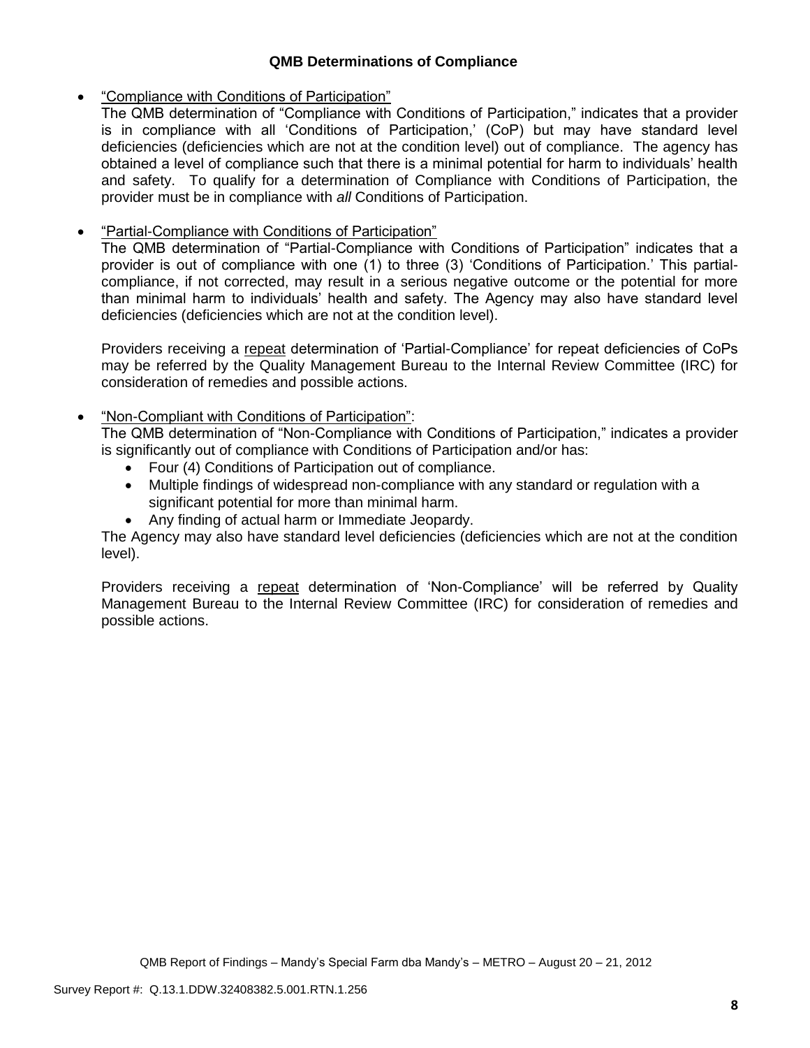**QMB Determinations of Compliance**

- "Compliance with Conditions of Participation"

  The QMB determination of "Compliance with Conditions of Participation," indicates that a provider is in compliance with all 'Conditions of Participation,' (CoP) but may have standard level deficiencies (deficiencies which are not at the condition level) out of compliance. The agency has obtained a level of compliance such that there is a minimal potential for harm to individuals' health and safety. To qualify for a determination of Compliance with Conditions of Participation, the provider must be in compliance with *all* Conditions of Participation.

- "Partial-Compliance with Conditions of Participation"

  The QMB determination of "Partial-Compliance with Conditions of Participation" indicates that a provider is out of compliance with one (1) to three (3) 'Conditions of Participation.' This partial-compliance, if not corrected, may result in a serious negative outcome or the potential for more than minimal harm to individuals' health and safety. The Agency may also have standard level deficiencies (deficiencies which are not at the condition level).

  Providers receiving a repeat determination of 'Partial-Compliance' for repeat deficiencies of CoPs may be referred by the Quality Management Bureau to the Internal Review Committee (IRC) for consideration of remedies and possible actions.

- "Non-Compliant with Conditions of Participation":

  The QMB determination of "Non-Compliance with Conditions of Participation," indicates a provider is significantly out of compliance with Conditions of Participation and/or has:
  - Four (4) Conditions of Participation out of compliance.
  - Multiple findings of widespread non-compliance with any standard or regulation with a significant potential for more than minimal harm.
  - Any finding of actual harm or Immediate Jeopardy.

  The Agency may also have standard level deficiencies (deficiencies which are not at the condition level).

  Providers receiving a repeat determination of 'Non-Compliance' will be referred by Quality Management Bureau to the Internal Review Committee (IRC) for consideration of remedies and possible actions.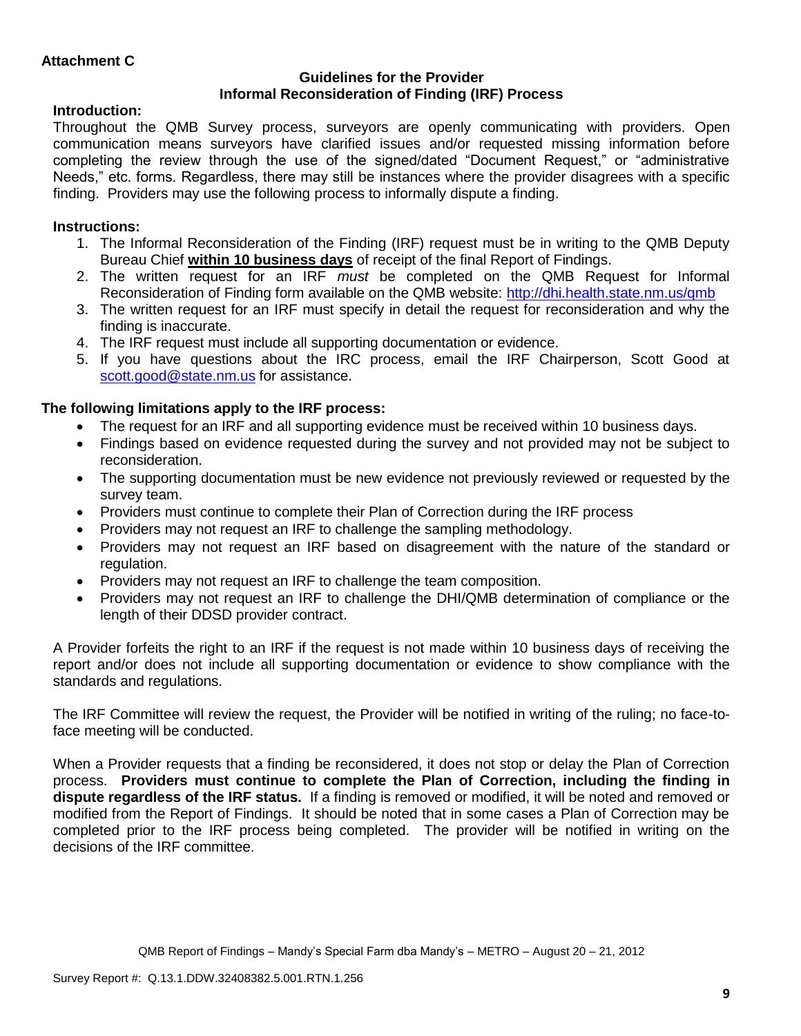**Attachment C**

**Guidelines for the Provider**
**Informal Reconsideration of Finding (IRF) Process**

**Introduction:**

Throughout the QMB Survey process, surveyors are openly communicating with providers. Open communication means surveyors have clarified issues and/or requested missing information before completing the review through the use of the signed/dated "Document Request," or "administrative Needs," etc. forms. Regardless, there may still be instances where the provider disagrees with a specific finding. Providers may use the following process to informally dispute a finding.

**Instructions:**

1. The Informal Reconsideration of the Finding (IRF) request must be in writing to the QMB Deputy Bureau Chief **within 10 business days** of receipt of the final Report of Findings.
2. The written request for an IRF *must* be completed on the QMB Request for Informal Reconsideration of Finding form available on the QMB website: http://dhi.health.state.nm.us/qmb
3. The written request for an IRF must specify in detail the request for reconsideration and why the finding is inaccurate.
4. The IRF request must include all supporting documentation or evidence.
5. If you have questions about the IRC process, email the IRF Chairperson, Scott Good at scott.good@state.nm.us for assistance.

**The following limitations apply to the IRF process:**

- The request for an IRF and all supporting evidence must be received within 10 business days.
- Findings based on evidence requested during the survey and not provided may not be subject to reconsideration.
- The supporting documentation must be new evidence not previously reviewed or requested by the survey team.
- Providers must continue to complete their Plan of Correction during the IRF process
- Providers may not request an IRF to challenge the sampling methodology.
- Providers may not request an IRF based on disagreement with the nature of the standard or regulation.
- Providers may not request an IRF to challenge the team composition.
- Providers may not request an IRF to challenge the DHI/QMB determination of compliance or the length of their DDSD provider contract.

A Provider forfeits the right to an IRF if the request is not made within 10 business days of receiving the report and/or does not include all supporting documentation or evidence to show compliance with the standards and regulations.

The IRF Committee will review the request, the Provider will be notified in writing of the ruling; no face-to-face meeting will be conducted.

When a Provider requests that a finding be reconsidered, it does not stop or delay the Plan of Correction process. **Providers must continue to complete the Plan of Correction, including the finding in dispute regardless of the IRF status.** If a finding is removed or modified, it will be noted and removed or modified from the Report of Findings. It should be noted that in some cases a Plan of Correction may be completed prior to the IRF process being completed. The provider will be notified in writing on the decisions of the IRF committee.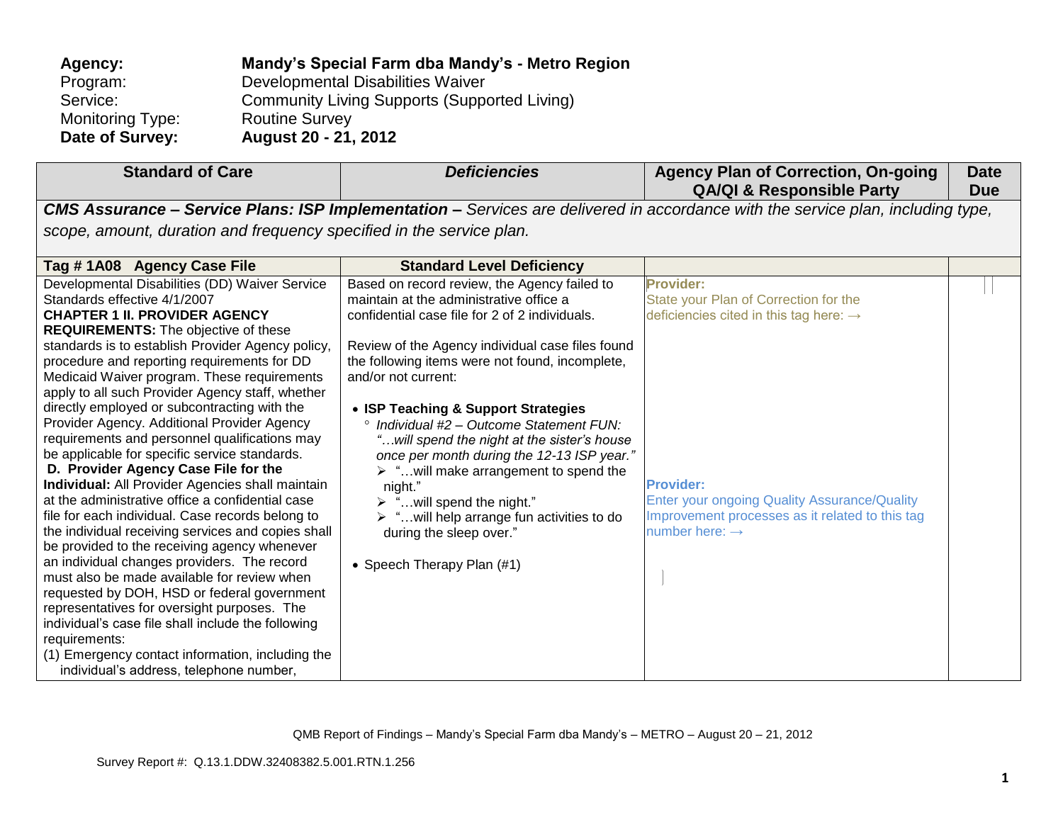**Agency:** **Mandy's Special Farm dba Mandy's - Metro Region**
Program: Developmental Disabilities Waiver
Service: Community Living Supports (Supported Living)
Monitoring Type: Routine Survey
**Date of Survey:** **August 20 - 21, 2012**

| Standard of Care | *Deficiencies* | Agency Plan of Correction, On-going QA/QI & Responsible Party | Date Due |
|---|---|---|---|
| ***CMS Assurance – Service Plans: ISP Implementation –*** *Services are delivered in accordance with the service plan, including type, scope, amount, duration and frequency specified in the service plan.* | | | |
| **Tag # 1A08 Agency Case File** | **Standard Level Deficiency** | | |
| Developmental Disabilities (DD) Waiver Service Standards effective 4/1/2007<br>**CHAPTER 1 II. PROVIDER AGENCY REQUIREMENTS:** The objective of these standards is to establish Provider Agency policy, procedure and reporting requirements for DD Medicaid Waiver program. These requirements apply to all such Provider Agency staff, whether directly employed or subcontracting with the Provider Agency. Additional Provider Agency requirements and personnel qualifications may be applicable for specific service standards.<br>**D. Provider Agency Case File for the Individual:** All Provider Agencies shall maintain at the administrative office a confidential case file for each individual. Case records belong to the individual receiving services and copies shall be provided to the receiving agency whenever an individual changes providers. The record must also be made available for review when requested by DOH, HSD or federal government representatives for oversight purposes. The individual's case file shall include the following requirements:<br>(1) Emergency contact information, including the individual's address, telephone number, | Based on record review, the Agency failed to maintain at the administrative office a confidential case file for 2 of 2 individuals.<br><br>Review of the Agency individual case files found the following items were not found, incomplete, and/or not current:<br><br>• **ISP Teaching & Support Strategies**<br>° *Individual #2 – Outcome Statement FUN: "…will spend the night at the sister's house once per month during the 12-13 ISP year."*<br>➢ "…will make arrangement to spend the night."<br>➢ "…will spend the night."<br>➢ "…will help arrange fun activities to do during the sleep over."<br><br>• Speech Therapy Plan (#1) | **Provider:**<br>State your Plan of Correction for the deficiencies cited in this tag here: →<br><br><br><br><br><br><br>**Provider:**<br>Enter your ongoing Quality Assurance/Quality Improvement processes as it related to this tag number here: → | |

QMB Report of Findings – Mandy's Special Farm dba Mandy's – METRO – August 20 – 21, 2012

Survey Report #: Q.13.1.DDW.32408382.5.001.RTN.1.256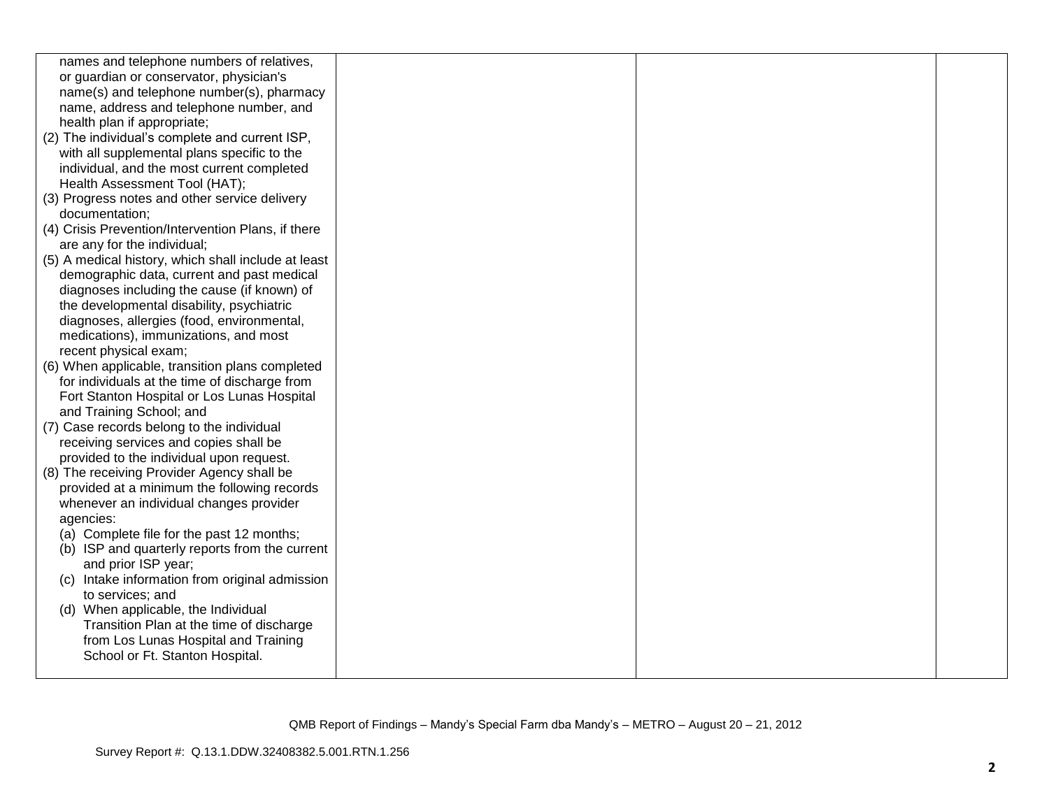| | | | |
|---|---|---|---|
| names and telephone numbers of relatives, or guardian or conservator, physician's name(s) and telephone number(s), pharmacy name, address and telephone number, and health plan if appropriate;<br>(2) The individual's complete and current ISP, with all supplemental plans specific to the individual, and the most current completed Health Assessment Tool (HAT);<br>(3) Progress notes and other service delivery documentation;<br>(4) Crisis Prevention/Intervention Plans, if there are any for the individual;<br>(5) A medical history, which shall include at least demographic data, current and past medical diagnoses including the cause (if known) of the developmental disability, psychiatric diagnoses, allergies (food, environmental, medications), immunizations, and most recent physical exam;<br>(6) When applicable, transition plans completed for individuals at the time of discharge from Fort Stanton Hospital or Los Lunas Hospital and Training School; and<br>(7) Case records belong to the individual receiving services and copies shall be provided to the individual upon request.<br>(8) The receiving Provider Agency shall be provided at a minimum the following records whenever an individual changes provider agencies:<br>(a) Complete file for the past 12 months;<br>(b) ISP and quarterly reports from the current and prior ISP year;<br>(c) Intake information from original admission to services; and<br>(d) When applicable, the Individual Transition Plan at the time of discharge from Los Lunas Hospital and Training School or Ft. Stanton Hospital. | | | |

QMB Report of Findings – Mandy's Special Farm dba Mandy's – METRO – August 20 – 21, 2012

Survey Report #: Q.13.1.DDW.32408382.5.001.RTN.1.256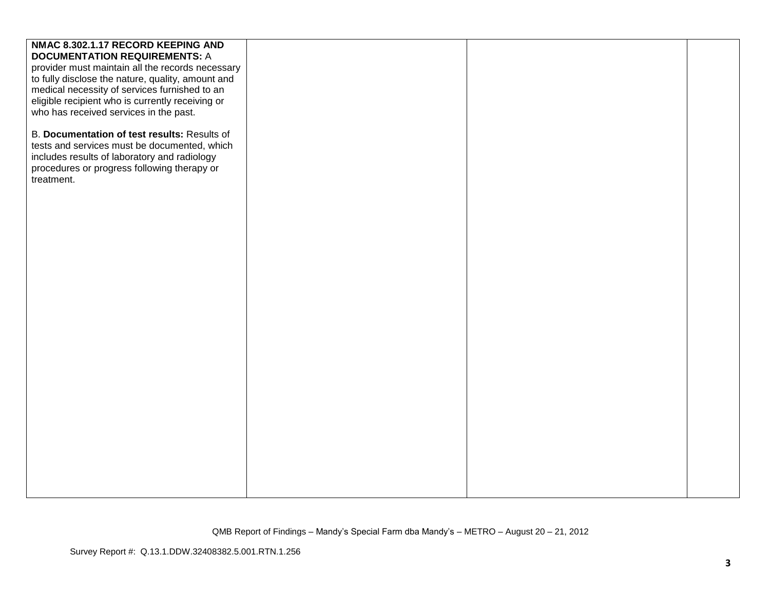| | | | |
|---|---|---|---|
| **NMAC 8.302.1.17 RECORD KEEPING AND DOCUMENTATION REQUIREMENTS:** A provider must maintain all the records necessary to fully disclose the nature, quality, amount and medical necessity of services furnished to an eligible recipient who is currently receiving or who has received services in the past.<br><br>B. **Documentation of test results:** Results of tests and services must be documented, which includes results of laboratory and radiology procedures or progress following therapy or treatment. | | | |

QMB Report of Findings – Mandy's Special Farm dba Mandy's – METRO – August 20 – 21, 2012

Survey Report #: Q.13.1.DDW.32408382.5.001.RTN.1.256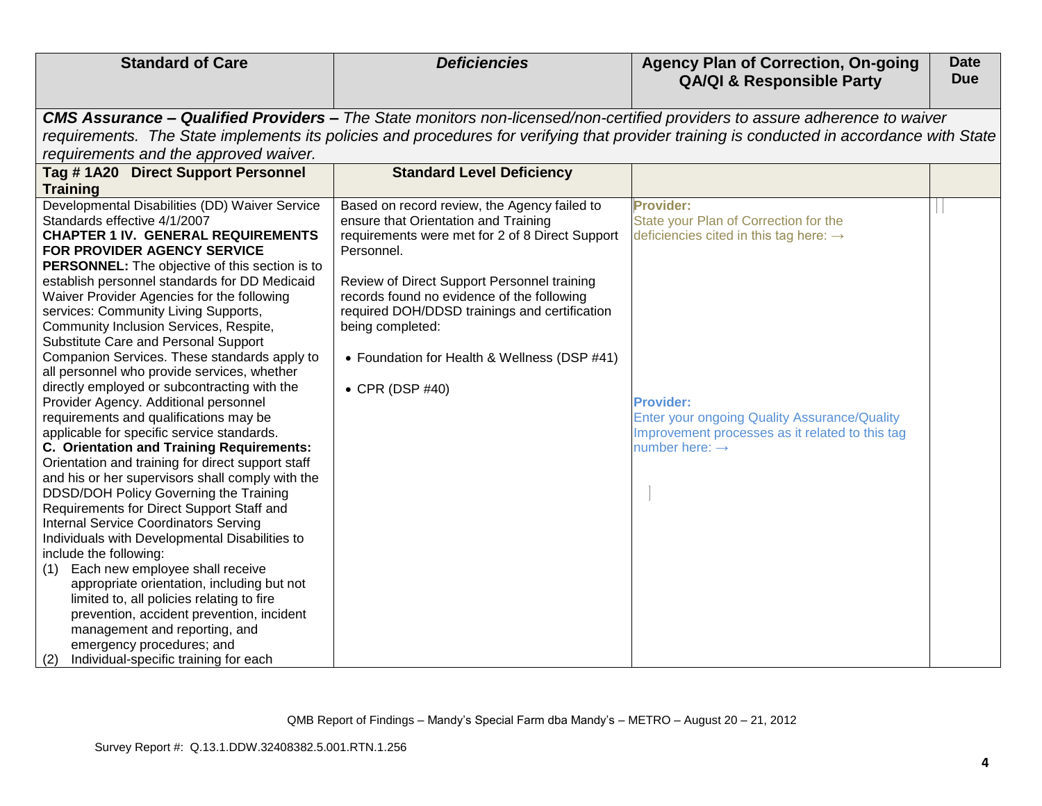| Standard of Care | *Deficiencies* | Agency Plan of Correction, On-going QA/QI & Responsible Party | Date Due |
|---|---|---|---|
| ***CMS Assurance – Qualified Providers –*** *The State monitors non-licensed/non-certified providers to assure adherence to waiver requirements. The State implements its policies and procedures for verifying that provider training is conducted in accordance with State requirements and the approved waiver.* | | | |
| **Tag # 1A20 Direct Support Personnel Training** | **Standard Level Deficiency** | | |
| Developmental Disabilities (DD) Waiver Service Standards effective 4/1/2007<br>**CHAPTER 1 IV. GENERAL REQUIREMENTS FOR PROVIDER AGENCY SERVICE PERSONNEL:** The objective of this section is to establish personnel standards for DD Medicaid Waiver Provider Agencies for the following services: Community Living Supports, Community Inclusion Services, Respite, Substitute Care and Personal Support Companion Services. These standards apply to all personnel who provide services, whether directly employed or subcontracting with the Provider Agency. Additional personnel requirements and qualifications may be applicable for specific service standards.<br>**C. Orientation and Training Requirements:** Orientation and training for direct support staff and his or her supervisors shall comply with the DDSD/DOH Policy Governing the Training Requirements for Direct Support Staff and Internal Service Coordinators Serving Individuals with Developmental Disabilities to include the following:<br>(1) Each new employee shall receive appropriate orientation, including but not limited to, all policies relating to fire prevention, accident prevention, incident management and reporting, and emergency procedures; and<br>(2) Individual-specific training for each | Based on record review, the Agency failed to ensure that Orientation and Training requirements were met for 2 of 8 Direct Support Personnel.<br><br>Review of Direct Support Personnel training records found no evidence of the following required DOH/DDSD trainings and certification being completed:<br><br>• Foundation for Health & Wellness (DSP #41)<br><br>• CPR (DSP #40) | **Provider:**<br>State your Plan of Correction for the deficiencies cited in this tag here: →<br><br>**Provider:**<br>Enter your ongoing Quality Assurance/Quality Improvement processes as it related to this tag number here: → | |

QMB Report of Findings – Mandy's Special Farm dba Mandy's – METRO – August 20 – 21, 2012

Survey Report #: Q.13.1.DDW.32408382.5.001.RTN.1.256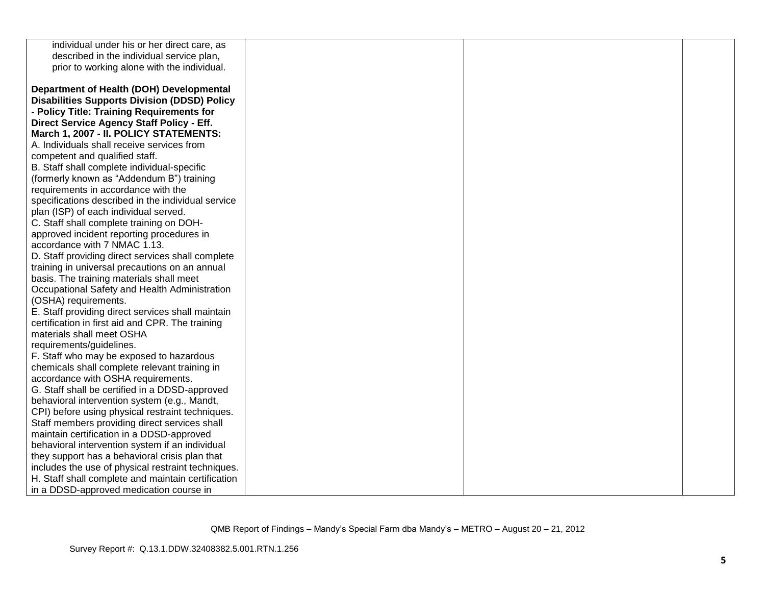| | | | |
|---|---|---|---|
| individual under his or her direct care, as described in the individual service plan, prior to working alone with the individual.<br><br>**Department of Health (DOH) Developmental Disabilities Supports Division (DDSD) Policy - Policy Title: Training Requirements for Direct Service Agency Staff Policy - Eff. March 1, 2007 - II. POLICY STATEMENTS:**<br>A. Individuals shall receive services from competent and qualified staff.<br>B. Staff shall complete individual-specific (formerly known as "Addendum B") training requirements in accordance with the specifications described in the individual service plan (ISP) of each individual served.<br>C. Staff shall complete training on DOH-approved incident reporting procedures in accordance with 7 NMAC 1.13.<br>D. Staff providing direct services shall complete training in universal precautions on an annual basis. The training materials shall meet Occupational Safety and Health Administration (OSHA) requirements.<br>E. Staff providing direct services shall maintain certification in first aid and CPR. The training materials shall meet OSHA requirements/guidelines.<br>F. Staff who may be exposed to hazardous chemicals shall complete relevant training in accordance with OSHA requirements.<br>G. Staff shall be certified in a DDSD-approved behavioral intervention system (e.g., Mandt, CPI) before using physical restraint techniques. Staff members providing direct services shall maintain certification in a DDSD-approved behavioral intervention system if an individual they support has a behavioral crisis plan that includes the use of physical restraint techniques.<br>H. Staff shall complete and maintain certification in a DDSD-approved medication course in | | | |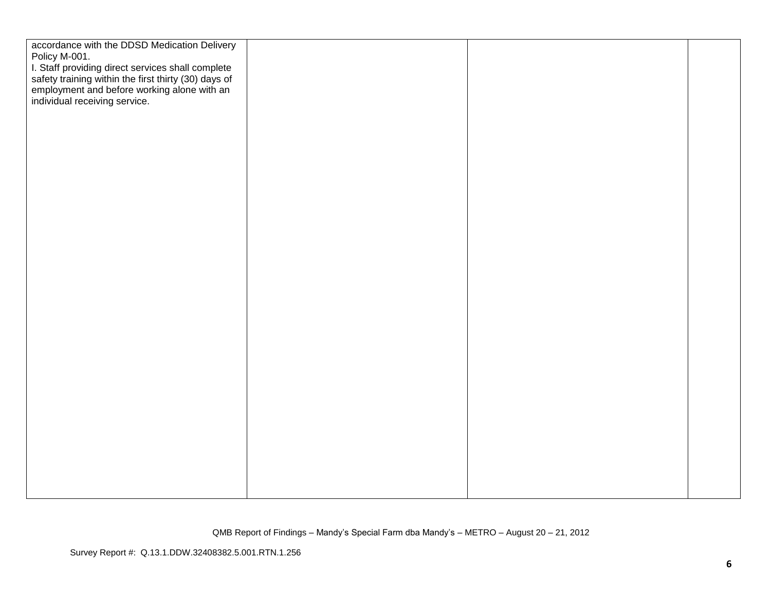| | | | |
|---|---|---|---|
| accordance with the DDSD Medication Delivery Policy M-001.<br>I. Staff providing direct services shall complete safety training within the first thirty (30) days of employment and before working alone with an individual receiving service. | | | |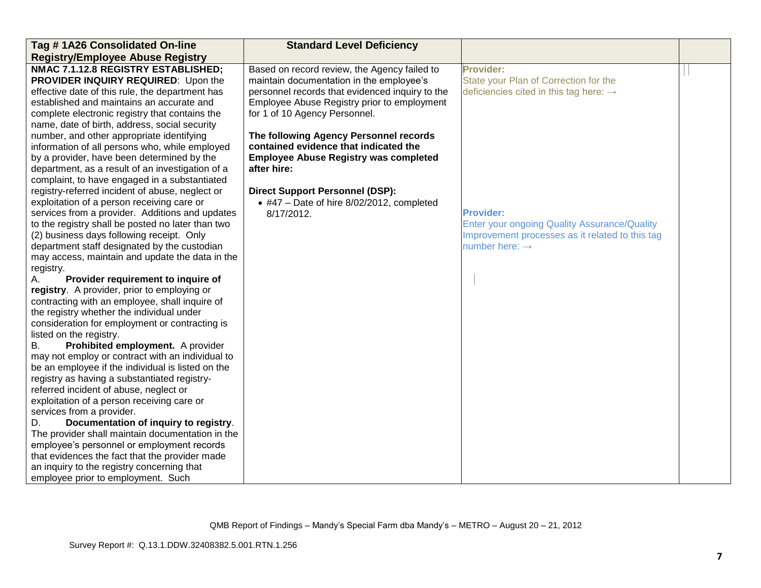| Tag # 1A26 Consolidated On-line Registry/Employee Abuse Registry | Standard Level Deficiency | | |
|---|---|---|---|
| **NMAC 7.1.12.8 REGISTRY ESTABLISHED; PROVIDER INQUIRY REQUIRED**: Upon the effective date of this rule, the department has established and maintains an accurate and complete electronic registry that contains the name, date of birth, address, social security number, and other appropriate identifying information of all persons who, while employed by a provider, have been determined by the department, as a result of an investigation of a complaint, to have engaged in a substantiated registry-referred incident of abuse, neglect or exploitation of a person receiving care or services from a provider. Additions and updates to the registry shall be posted no later than two (2) business days following receipt. Only department staff designated by the custodian may access, maintain and update the data in the registry.<br>A. **Provider requirement to inquire of registry**. A provider, prior to employing or contracting with an employee, shall inquire of the registry whether the individual under consideration for employment or contracting is listed on the registry.<br>B. **Prohibited employment.** A provider may not employ or contract with an individual to be an employee if the individual is listed on the registry as having a substantiated registry-referred incident of abuse, neglect or exploitation of a person receiving care or services from a provider.<br>D. **Documentation of inquiry to registry**. The provider shall maintain documentation in the employee's personnel or employment records that evidences the fact that the provider made an inquiry to the registry concerning that employee prior to employment. Such | Based on record review, the Agency failed to maintain documentation in the employee's personnel records that evidenced inquiry to the Employee Abuse Registry prior to employment for 1 of 10 Agency Personnel.<br><br>**The following Agency Personnel records contained evidence that indicated the Employee Abuse Registry was completed after hire:**<br><br>**Direct Support Personnel (DSP):**<br>• #47 – Date of hire 8/02/2012, completed 8/17/2012. | **Provider:**<br>State your Plan of Correction for the deficiencies cited in this tag here: →<br><br>**Provider:**<br>Enter your ongoing Quality Assurance/Quality Improvement processes as it related to this tag number here: → | |

QMB Report of Findings – Mandy's Special Farm dba Mandy's – METRO – August 20 – 21, 2012

Survey Report #: Q.13.1.DDW.32408382.5.001.RTN.1.256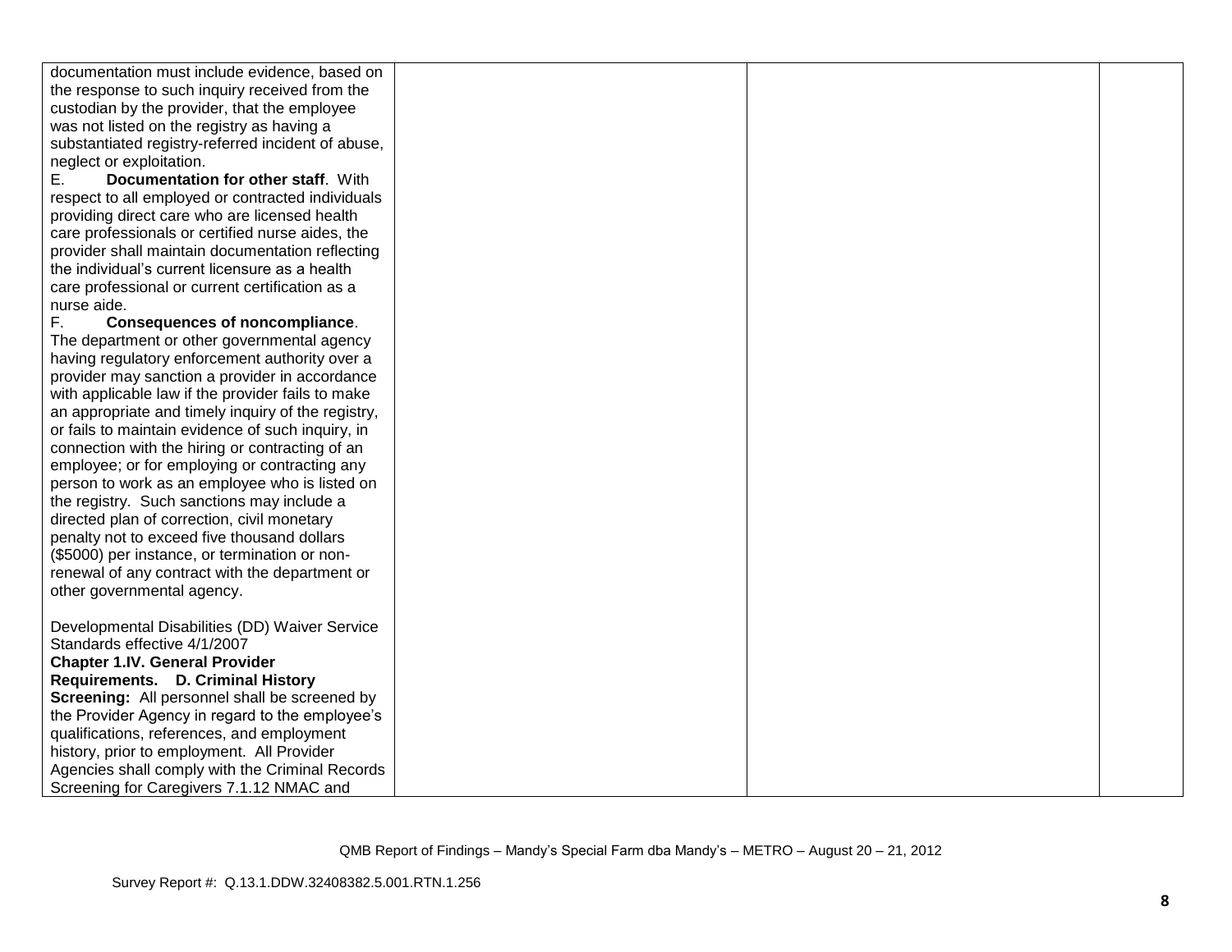| | | | |
|---|---|---|---|
| documentation must include evidence, based on the response to such inquiry received from the custodian by the provider, that the employee was not listed on the registry as having a substantiated registry-referred incident of abuse, neglect or exploitation.<br>E. **Documentation for other staff**. With respect to all employed or contracted individuals providing direct care who are licensed health care professionals or certified nurse aides, the provider shall maintain documentation reflecting the individual's current licensure as a health care professional or current certification as a nurse aide.<br>F. **Consequences of noncompliance**. The department or other governmental agency having regulatory enforcement authority over a provider may sanction a provider in accordance with applicable law if the provider fails to make an appropriate and timely inquiry of the registry, or fails to maintain evidence of such inquiry, in connection with the hiring or contracting of an employee; or for employing or contracting any person to work as an employee who is listed on the registry. Such sanctions may include a directed plan of correction, civil monetary penalty not to exceed five thousand dollars ($5000) per instance, or termination or non-renewal of any contract with the department or other governmental agency.<br><br>Developmental Disabilities (DD) Waiver Service Standards effective 4/1/2007<br>**Chapter 1.IV. General Provider Requirements. D. Criminal History Screening:** All personnel shall be screened by the Provider Agency in regard to the employee's qualifications, references, and employment history, prior to employment. All Provider Agencies shall comply with the Criminal Records Screening for Caregivers 7.1.12 NMAC and | | | |

QMB Report of Findings – Mandy's Special Farm dba Mandy's – METRO – August 20 – 21, 2012

Survey Report #: Q.13.1.DDW.32408382.5.001.RTN.1.256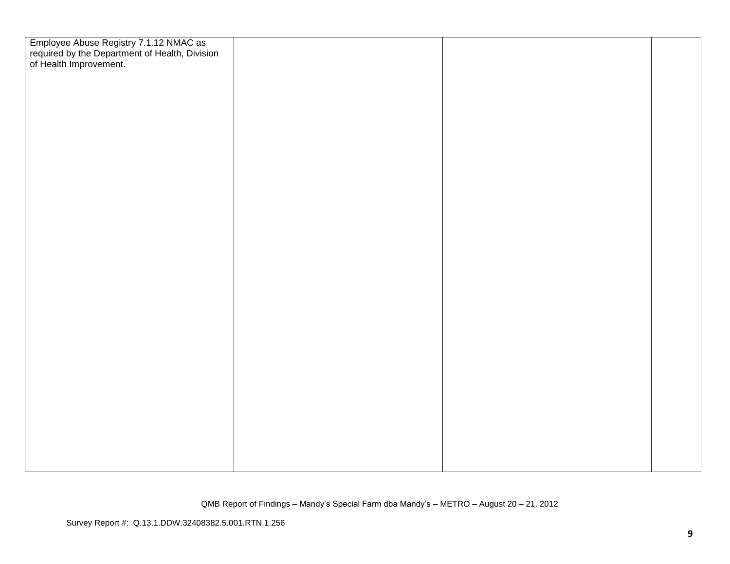| | | | |
|---|---|---|---|
| Employee Abuse Registry 7.1.12 NMAC as required by the Department of Health, Division of Health Improvement. | | | |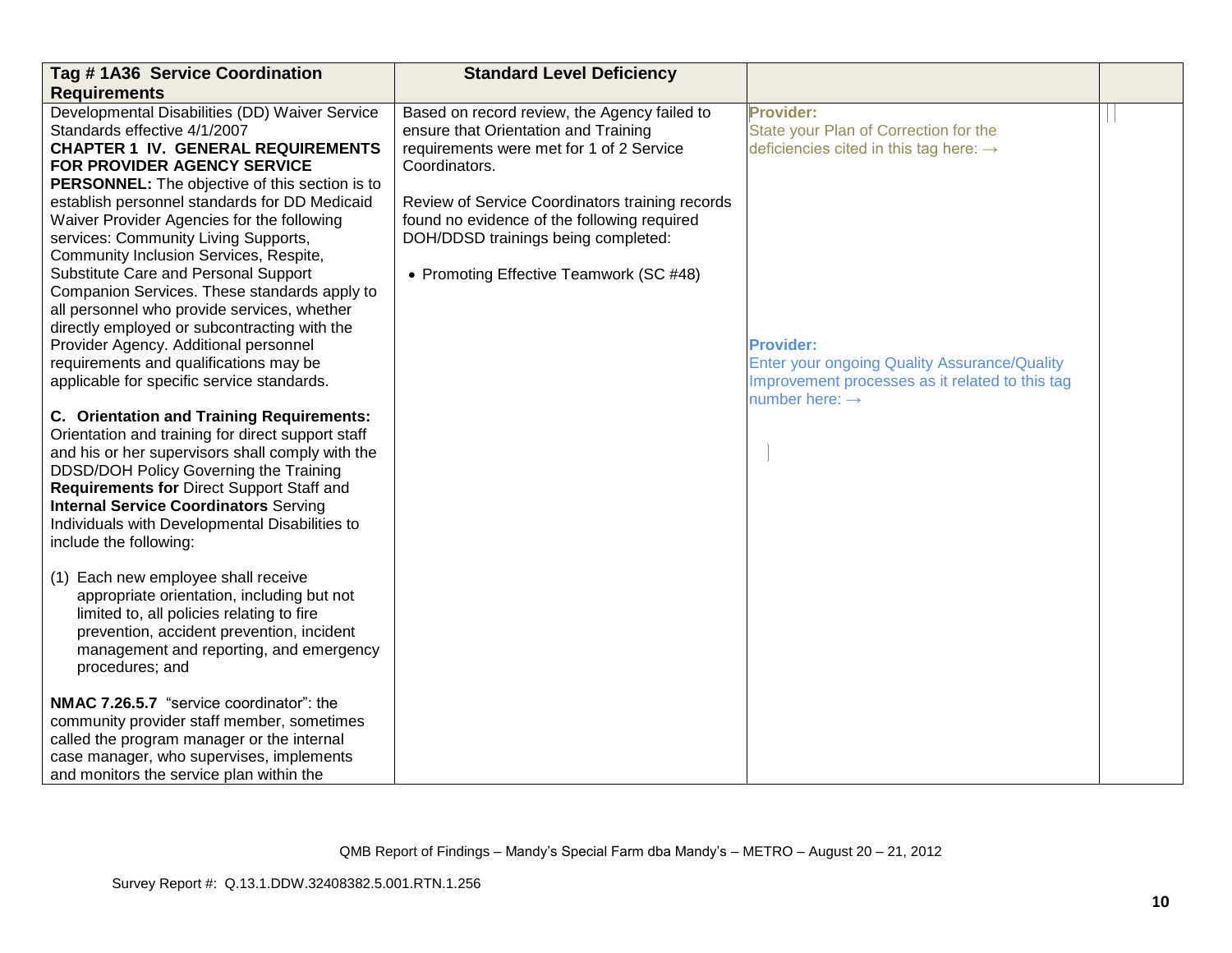| Tag # 1A36 Service Coordination Requirements | Standard Level Deficiency | | |
|---|---|---|---|
| Developmental Disabilities (DD) Waiver Service Standards effective 4/1/2007<br>**CHAPTER 1 IV. GENERAL REQUIREMENTS FOR PROVIDER AGENCY SERVICE PERSONNEL:** The objective of this section is to establish personnel standards for DD Medicaid Waiver Provider Agencies for the following services: Community Living Supports, Community Inclusion Services, Respite, Substitute Care and Personal Support Companion Services. These standards apply to all personnel who provide services, whether directly employed or subcontracting with the Provider Agency. Additional personnel requirements and qualifications may be applicable for specific service standards.<br><br>**C. Orientation and Training Requirements:** Orientation and training for direct support staff and his or her supervisors shall comply with the DDSD/DOH Policy Governing the Training **Requirements for** Direct Support Staff and **Internal Service Coordinators** Serving Individuals with Developmental Disabilities to include the following:<br><br>(1) Each new employee shall receive appropriate orientation, including but not limited to, all policies relating to fire prevention, accident prevention, incident management and reporting, and emergency procedures; and<br><br>**NMAC 7.26.5.7** "service coordinator": the community provider staff member, sometimes called the program manager or the internal case manager, who supervises, implements and monitors the service plan within the | Based on record review, the Agency failed to ensure that Orientation and Training requirements were met for 1 of 2 Service Coordinators.<br><br>Review of Service Coordinators training records found no evidence of the following required DOH/DDSD trainings being completed:<br><br>• Promoting Effective Teamwork (SC #48) | **Provider:**<br>State your Plan of Correction for the deficiencies cited in this tag here: →<br><br><br><br><br><br>**Provider:**<br>Enter your ongoing Quality Assurance/Quality Improvement processes as it related to this tag number here: → | |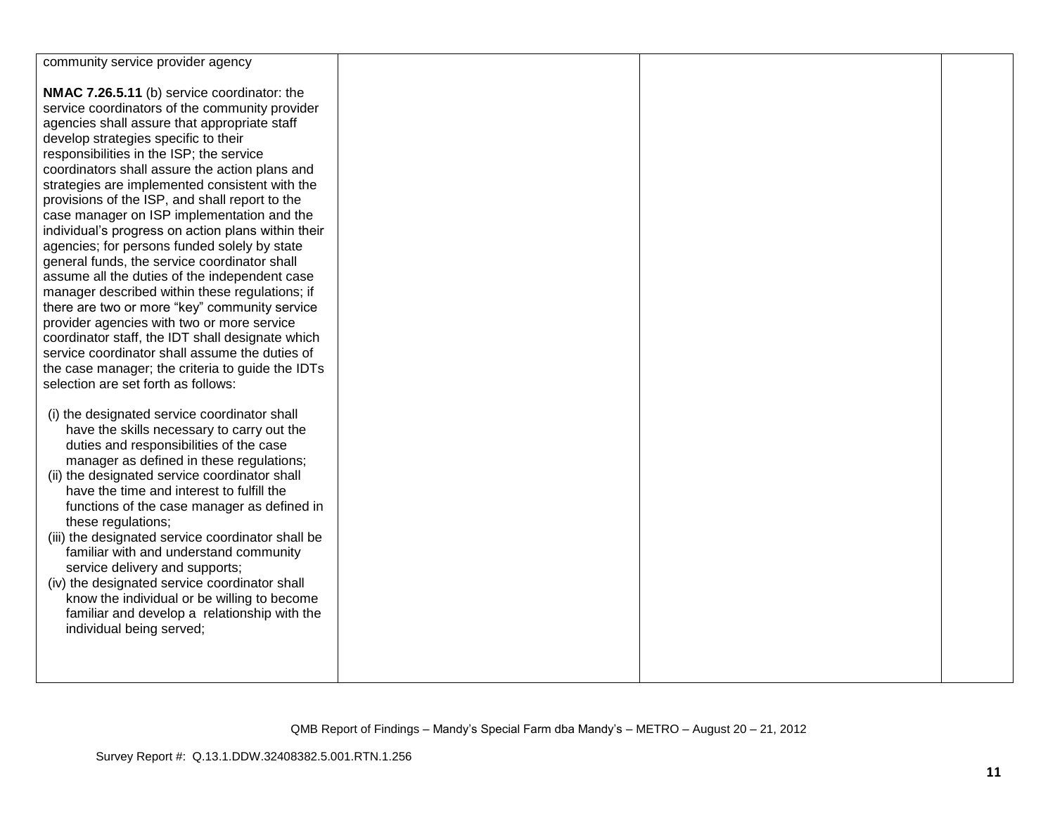| | | | |
|---|---|---|---|
| community service provider agency<br><br>**NMAC 7.26.5.11** (b) service coordinator: the service coordinators of the community provider agencies shall assure that appropriate staff develop strategies specific to their responsibilities in the ISP; the service coordinators shall assure the action plans and strategies are implemented consistent with the provisions of the ISP, and shall report to the case manager on ISP implementation and the individual's progress on action plans within their agencies; for persons funded solely by state general funds, the service coordinator shall assume all the duties of the independent case manager described within these regulations; if there are two or more "key" community service provider agencies with two or more service coordinator staff, the IDT shall designate which service coordinator shall assume the duties of the case manager; the criteria to guide the IDTs selection are set forth as follows:<br><br>(i) the designated service coordinator shall have the skills necessary to carry out the duties and responsibilities of the case manager as defined in these regulations;<br>(ii) the designated service coordinator shall have the time and interest to fulfill the functions of the case manager as defined in these regulations;<br>(iii) the designated service coordinator shall be familiar with and understand community service delivery and supports;<br>(iv) the designated service coordinator shall know the individual or be willing to become familiar and develop a relationship with the individual being served; | | | |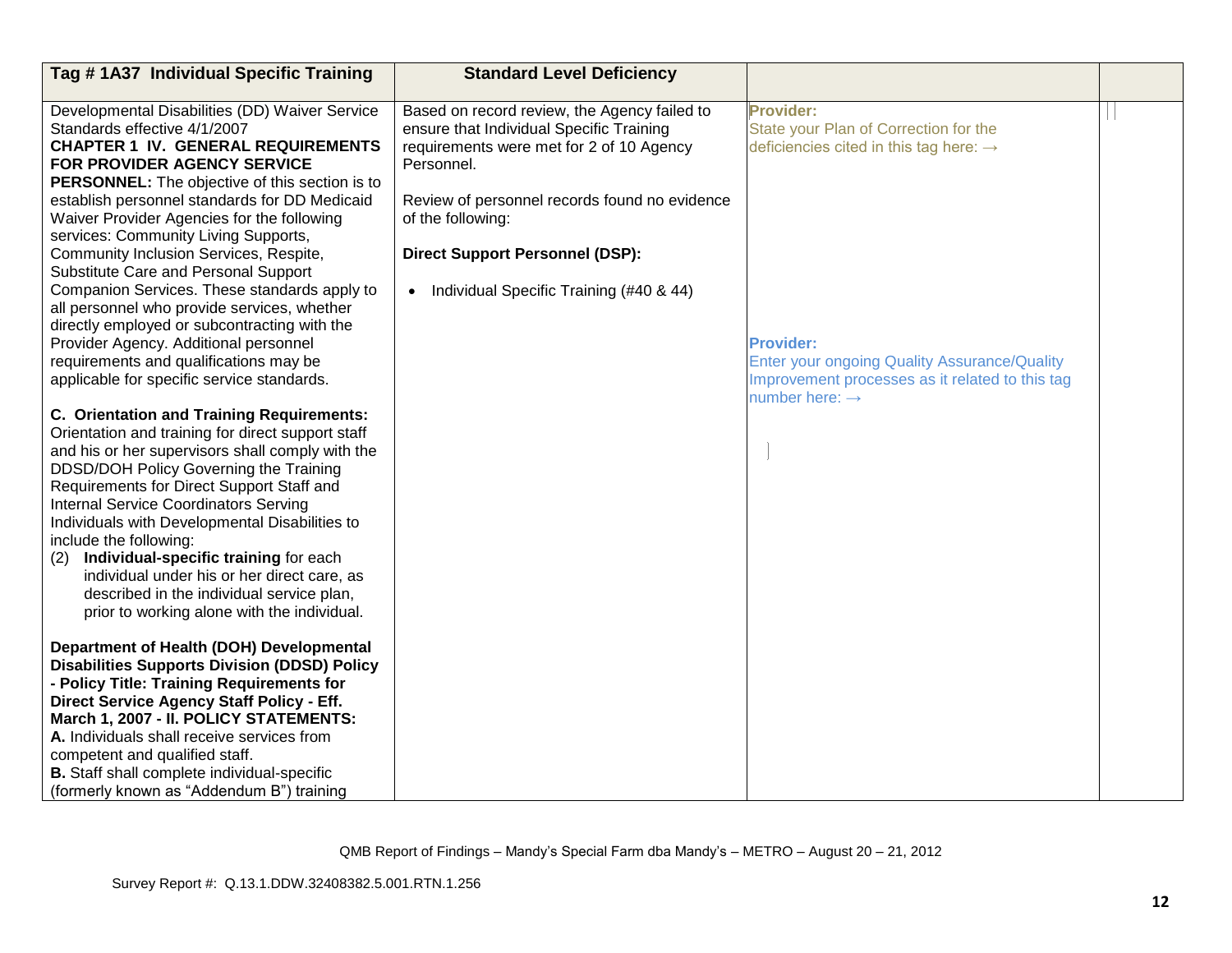| Tag # 1A37 Individual Specific Training | Standard Level Deficiency | | |
|---|---|---|---|
| Developmental Disabilities (DD) Waiver Service Standards effective 4/1/2007<br>**CHAPTER 1 IV. GENERAL REQUIREMENTS FOR PROVIDER AGENCY SERVICE PERSONNEL:** The objective of this section is to establish personnel standards for DD Medicaid Waiver Provider Agencies for the following services: Community Living Supports, Community Inclusion Services, Respite, Substitute Care and Personal Support Companion Services. These standards apply to all personnel who provide services, whether directly employed or subcontracting with the Provider Agency. Additional personnel requirements and qualifications may be applicable for specific service standards.<br><br>**C. Orientation and Training Requirements:** Orientation and training for direct support staff and his or her supervisors shall comply with the DDSD/DOH Policy Governing the Training Requirements for Direct Support Staff and Internal Service Coordinators Serving Individuals with Developmental Disabilities to include the following:<br>(2) **Individual-specific training** for each individual under his or her direct care, as described in the individual service plan, prior to working alone with the individual.<br><br>**Department of Health (DOH) Developmental Disabilities Supports Division (DDSD) Policy - Policy Title: Training Requirements for Direct Service Agency Staff Policy - Eff. March 1, 2007 - II. POLICY STATEMENTS:**<br>**A.** Individuals shall receive services from competent and qualified staff.<br>**B.** Staff shall complete individual-specific (formerly known as "Addendum B") training | Based on record review, the Agency failed to ensure that Individual Specific Training requirements were met for 2 of 10 Agency Personnel.<br><br>Review of personnel records found no evidence of the following:<br><br>**Direct Support Personnel (DSP):**<br><br>• Individual Specific Training (#40 & 44) | **Provider:**<br>State your Plan of Correction for the deficiencies cited in this tag here: →<br><br>**Provider:**<br>Enter your ongoing Quality Assurance/Quality Improvement processes as it related to this tag number here: → | |

QMB Report of Findings – Mandy's Special Farm dba Mandy's – METRO – August 20 – 21, 2012

Survey Report #: Q.13.1.DDW.32408382.5.001.RTN.1.256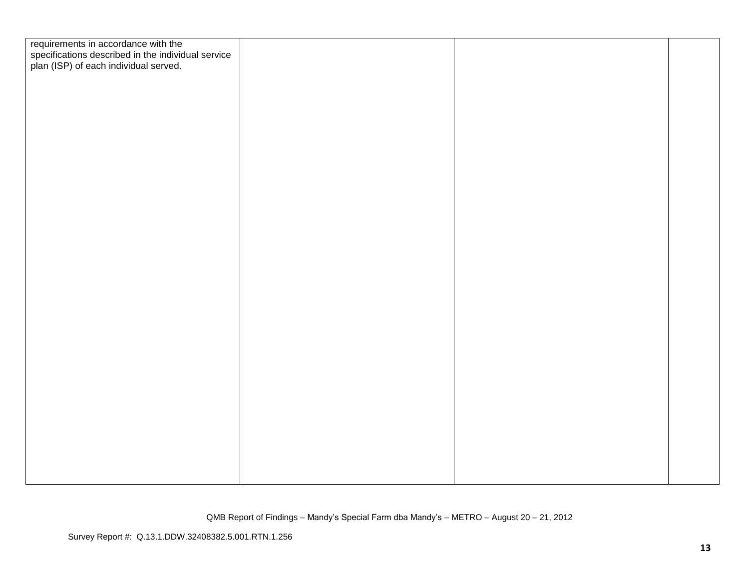| | | | |
|---|---|---|---|
| requirements in accordance with the specifications described in the individual service plan (ISP) of each individual served. | | | |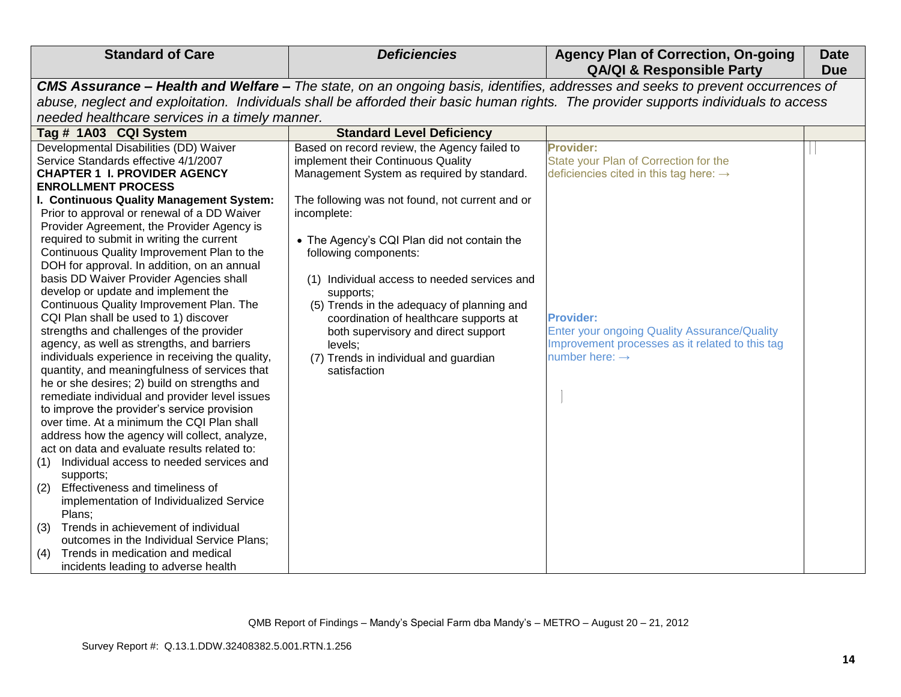| Standard of Care | *Deficiencies* | Agency Plan of Correction, On-going QA/QI & Responsible Party | Date Due |
|---|---|---|---|
| ***CMS Assurance – Health and Welfare –*** *The state, on an ongoing basis, identifies, addresses and seeks to prevent occurrences of abuse, neglect and exploitation. Individuals shall be afforded their basic human rights. The provider supports individuals to access needed healthcare services in a timely manner.* | | | |
| **Tag # 1A03 CQI System** | **Standard Level Deficiency** | | |
| Developmental Disabilities (DD) Waiver Service Standards effective 4/1/2007<br>**CHAPTER 1 I. PROVIDER AGENCY ENROLLMENT PROCESS**<br>**I. Continuous Quality Management System:** Prior to approval or renewal of a DD Waiver Provider Agreement, the Provider Agency is required to submit in writing the current Continuous Quality Improvement Plan to the DOH for approval. In addition, on an annual basis DD Waiver Provider Agencies shall develop or update and implement the Continuous Quality Improvement Plan. The CQI Plan shall be used to 1) discover strengths and challenges of the provider agency, as well as strengths, and barriers individuals experience in receiving the quality, quantity, and meaningfulness of services that he or she desires; 2) build on strengths and remediate individual and provider level issues to improve the provider's service provision over time. At a minimum the CQI Plan shall address how the agency will collect, analyze, act on data and evaluate results related to:<br>(1) Individual access to needed services and supports;<br>(2) Effectiveness and timeliness of implementation of Individualized Service Plans;<br>(3) Trends in achievement of individual outcomes in the Individual Service Plans;<br>(4) Trends in medication and medical incidents leading to adverse health | Based on record review, the Agency failed to implement their Continuous Quality Management System as required by standard.<br><br>The following was not found, not current and or incomplete:<br><br>• The Agency's CQI Plan did not contain the following components:<br><br>(1) Individual access to needed services and supports;<br>(5) Trends in the adequacy of planning and coordination of healthcare supports at both supervisory and direct support levels;<br>(7) Trends in individual and guardian satisfaction | **Provider:**<br>State your Plan of Correction for the deficiencies cited in this tag here: →<br><br>**Provider:**<br>Enter your ongoing Quality Assurance/Quality Improvement processes as it related to this tag number here: → | |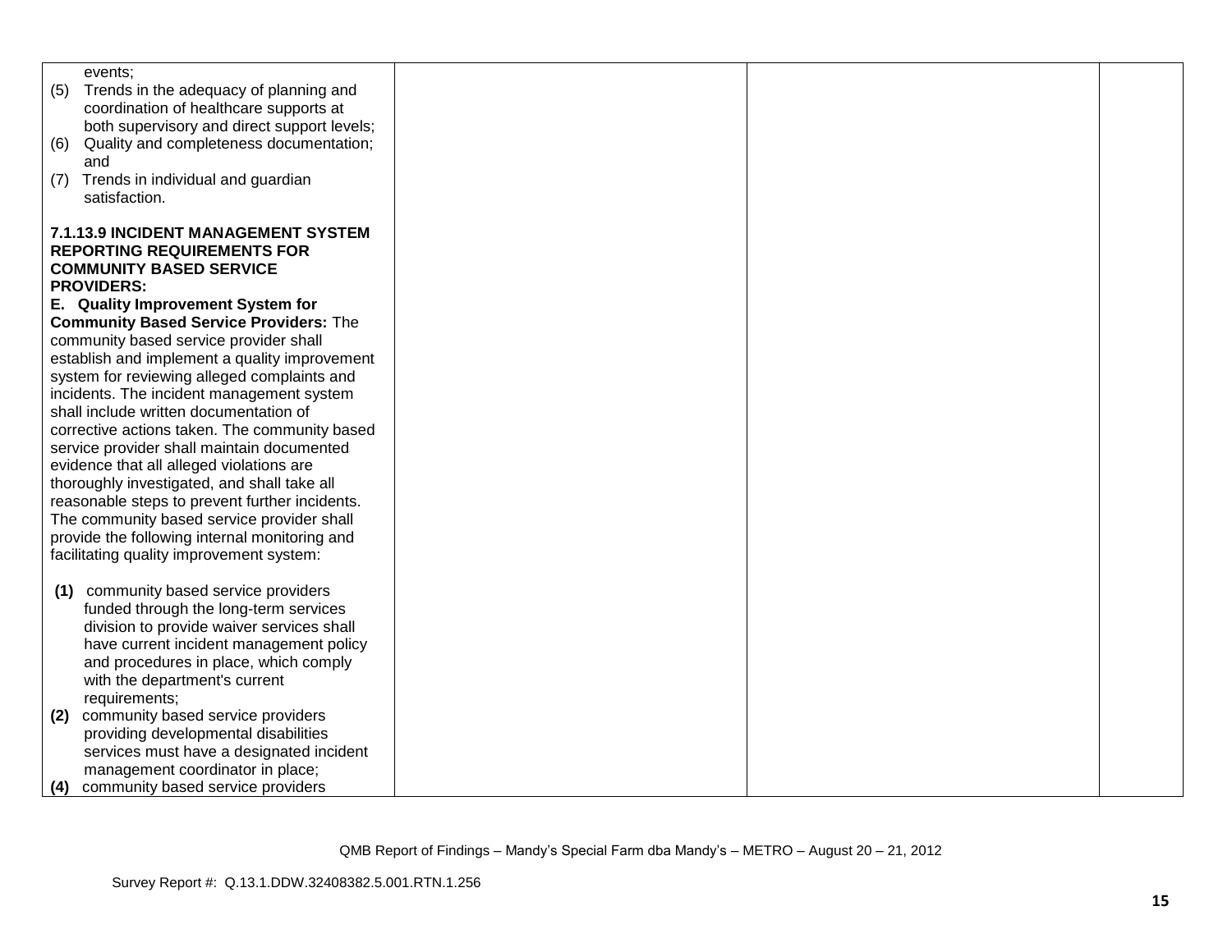| | | | |
|---|---|---|---|
| events;<br>(5) Trends in the adequacy of planning and coordination of healthcare supports at both supervisory and direct support levels;<br>(6) Quality and completeness documentation; and<br>(7) Trends in individual and guardian satisfaction.<br><br>**7.1.13.9 INCIDENT MANAGEMENT SYSTEM REPORTING REQUIREMENTS FOR COMMUNITY BASED SERVICE PROVIDERS:**<br>**E. Quality Improvement System for Community Based Service Providers:** The community based service provider shall establish and implement a quality improvement system for reviewing alleged complaints and incidents. The incident management system shall include written documentation of corrective actions taken. The community based service provider shall maintain documented evidence that all alleged violations are thoroughly investigated, and shall take all reasonable steps to prevent further incidents. The community based service provider shall provide the following internal monitoring and facilitating quality improvement system:<br><br>**(1)** community based service providers funded through the long-term services division to provide waiver services shall have current incident management policy and procedures in place, which comply with the department's current requirements;<br>**(2)** community based service providers providing developmental disabilities services must have a designated incident management coordinator in place;<br>**(4)** community based service providers | | | |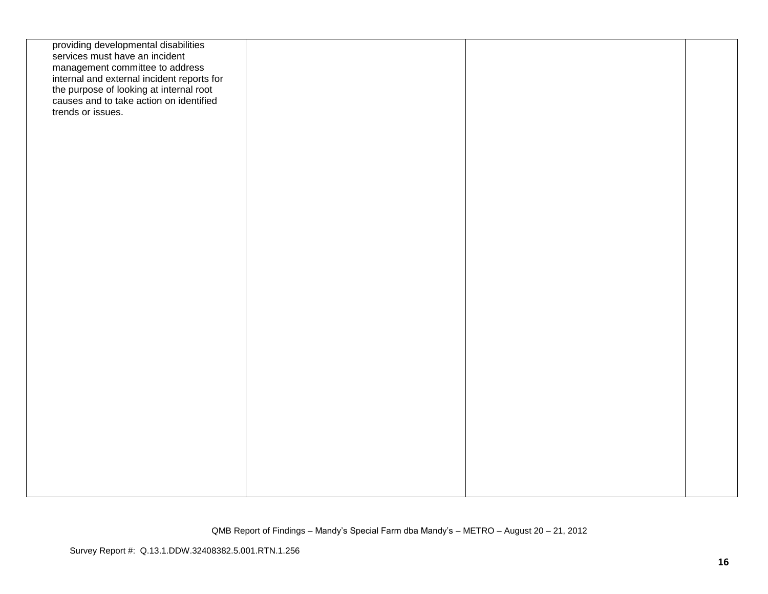| | | | |
|---|---|---|---|
| providing developmental disabilities services must have an incident management committee to address internal and external incident reports for the purpose of looking at internal root causes and to take action on identified trends or issues. | | | |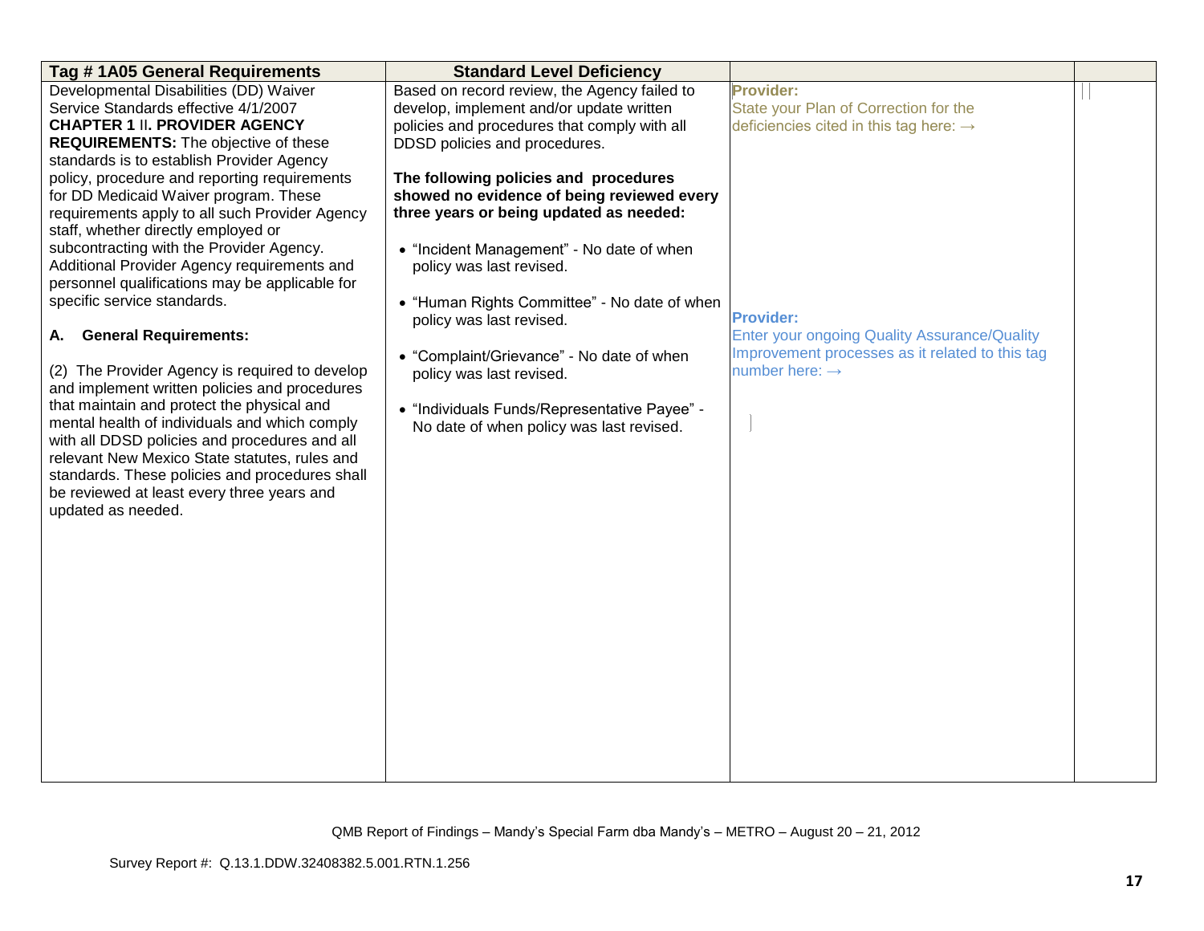| Tag # 1A05 General Requirements | Standard Level Deficiency | | |
|---|---|---|---|
| Developmental Disabilities (DD) Waiver Service Standards effective 4/1/2007<br>**CHAPTER 1** II**. PROVIDER AGENCY REQUIREMENTS:** The objective of these standards is to establish Provider Agency policy, procedure and reporting requirements for DD Medicaid Waiver program. These requirements apply to all such Provider Agency staff, whether directly employed or subcontracting with the Provider Agency. Additional Provider Agency requirements and personnel qualifications may be applicable for specific service standards.<br><br>**A. General Requirements:**<br><br>(2) The Provider Agency is required to develop and implement written policies and procedures that maintain and protect the physical and mental health of individuals and which comply with all DDSD policies and procedures and all relevant New Mexico State statutes, rules and standards. These policies and procedures shall be reviewed at least every three years and updated as needed. | Based on record review, the Agency failed to develop, implement and/or update written policies and procedures that comply with all DDSD policies and procedures.<br><br>**The following policies and procedures showed no evidence of being reviewed every three years or being updated as needed:**<br><br>• "Incident Management" - No date of when policy was last revised.<br><br>• "Human Rights Committee" - No date of when policy was last revised.<br><br>• "Complaint/Grievance" - No date of when policy was last revised.<br><br>• "Individuals Funds/Representative Payee" - No date of when policy was last revised. | **Provider:**<br>State your Plan of Correction for the deficiencies cited in this tag here: →<br><br>**Provider:**<br>Enter your ongoing Quality Assurance/Quality Improvement processes as it related to this tag number here: → | |

QMB Report of Findings – Mandy's Special Farm dba Mandy's – METRO – August 20 – 21, 2012

Survey Report #: Q.13.1.DDW.32408382.5.001.RTN.1.256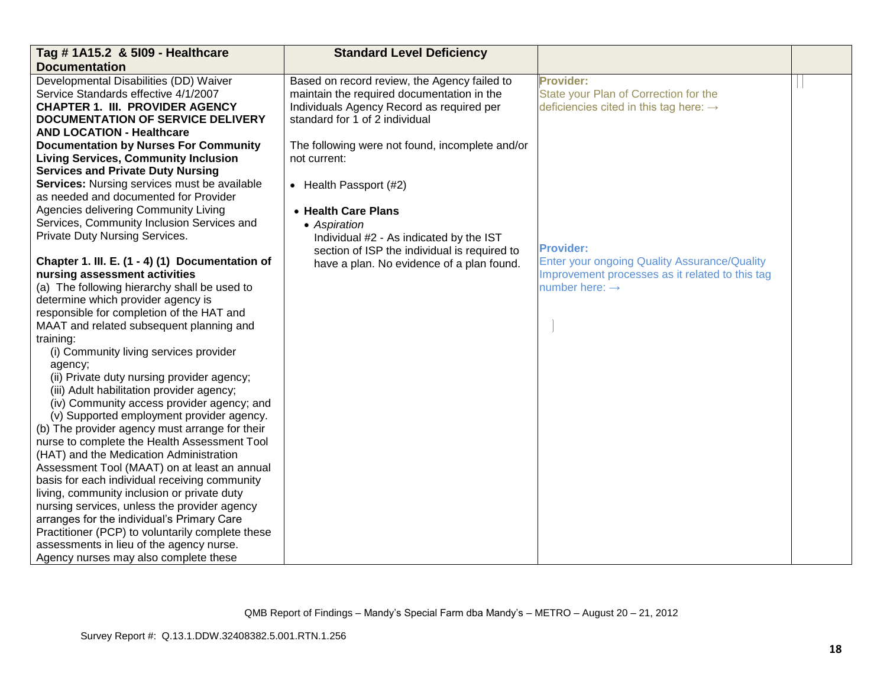| Tag # 1A15.2 & 5I09 - Healthcare Documentation | Standard Level Deficiency | | |
|---|---|---|---|
| Developmental Disabilities (DD) Waiver Service Standards effective 4/1/2007<br>**CHAPTER 1. III. PROVIDER AGENCY DOCUMENTATION OF SERVICE DELIVERY AND LOCATION - Healthcare Documentation by Nurses For Community Living Services, Community Inclusion Services and Private Duty Nursing Services:** Nursing services must be available as needed and documented for Provider Agencies delivering Community Living Services, Community Inclusion Services and Private Duty Nursing Services.<br><br>**Chapter 1. III. E. (1 - 4) (1) Documentation of nursing assessment activities**<br>(a) The following hierarchy shall be used to determine which provider agency is responsible for completion of the HAT and MAAT and related subsequent planning and training:<br>(i) Community living services provider agency;<br>(ii) Private duty nursing provider agency;<br>(iii) Adult habilitation provider agency;<br>(iv) Community access provider agency; and<br>(v) Supported employment provider agency.<br>(b) The provider agency must arrange for their nurse to complete the Health Assessment Tool (HAT) and the Medication Administration Assessment Tool (MAAT) on at least an annual basis for each individual receiving community living, community inclusion or private duty nursing services, unless the provider agency arranges for the individual's Primary Care Practitioner (PCP) to voluntarily complete these assessments in lieu of the agency nurse. Agency nurses may also complete these | Based on record review, the Agency failed to maintain the required documentation in the Individuals Agency Record as required per standard for 1 of 2 individual<br><br>The following were not found, incomplete and/or not current:<br><br>• Health Passport (#2)<br><br>• **Health Care Plans**<br>• *Aspiration*<br>Individual #2 - As indicated by the IST section of ISP the individual is required to have a plan. No evidence of a plan found. | **Provider:**<br>State your Plan of Correction for the deficiencies cited in this tag here: →<br><br>**Provider:**<br>Enter your ongoing Quality Assurance/Quality Improvement processes as it related to this tag number here: → | |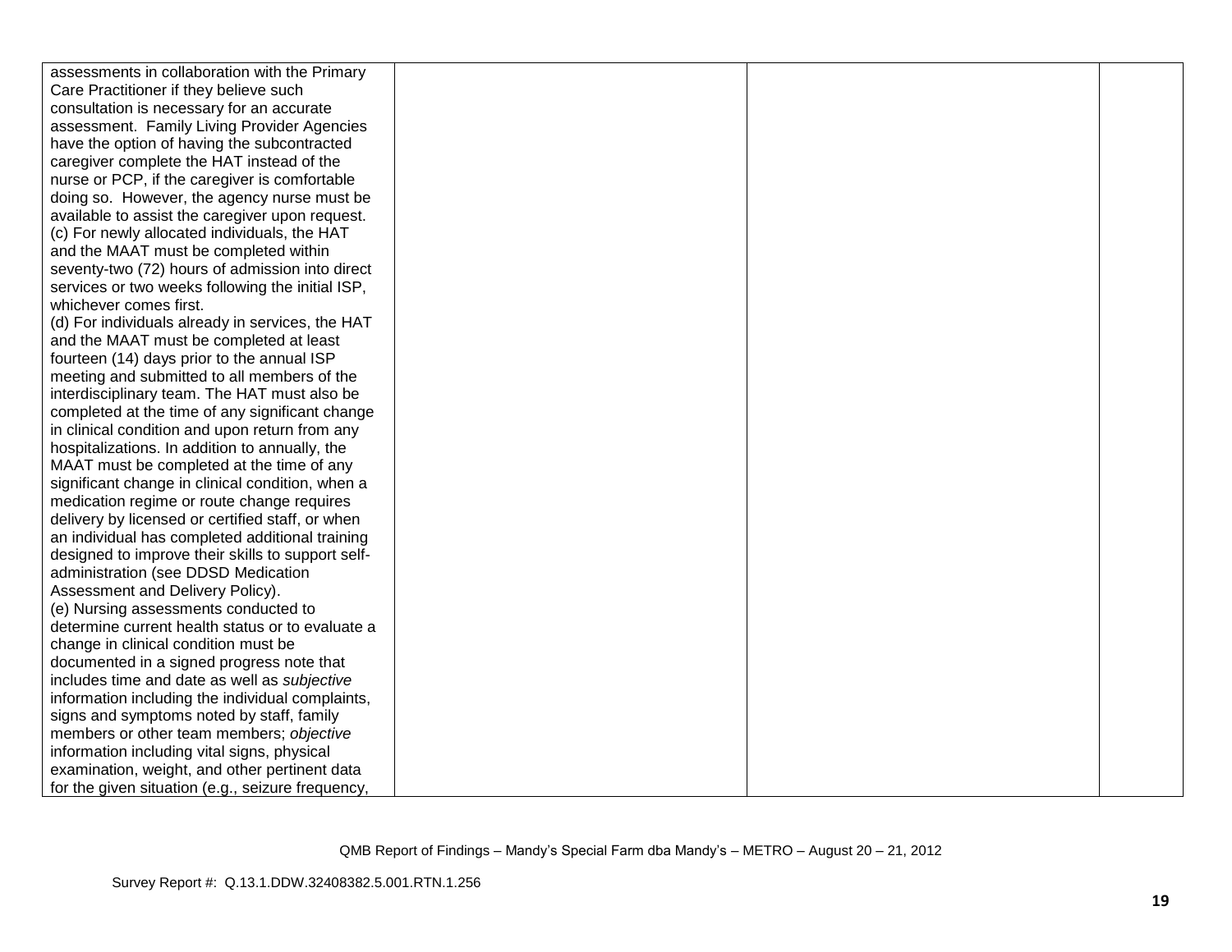| | | | |
|---|---|---|---|
| assessments in collaboration with the Primary Care Practitioner if they believe such consultation is necessary for an accurate assessment. Family Living Provider Agencies have the option of having the subcontracted caregiver complete the HAT instead of the nurse or PCP, if the caregiver is comfortable doing so. However, the agency nurse must be available to assist the caregiver upon request.<br>(c) For newly allocated individuals, the HAT and the MAAT must be completed within seventy-two (72) hours of admission into direct services or two weeks following the initial ISP, whichever comes first.<br>(d) For individuals already in services, the HAT and the MAAT must be completed at least fourteen (14) days prior to the annual ISP meeting and submitted to all members of the interdisciplinary team. The HAT must also be completed at the time of any significant change in clinical condition and upon return from any hospitalizations. In addition to annually, the MAAT must be completed at the time of any significant change in clinical condition, when a medication regime or route change requires delivery by licensed or certified staff, or when an individual has completed additional training designed to improve their skills to support self-administration (see DDSD Medication Assessment and Delivery Policy).<br>(e) Nursing assessments conducted to determine current health status or to evaluate a change in clinical condition must be documented in a signed progress note that includes time and date as well as *subjective* information including the individual complaints, signs and symptoms noted by staff, family members or other team members; *objective* information including vital signs, physical examination, weight, and other pertinent data for the given situation (e.g., seizure frequency, | | | |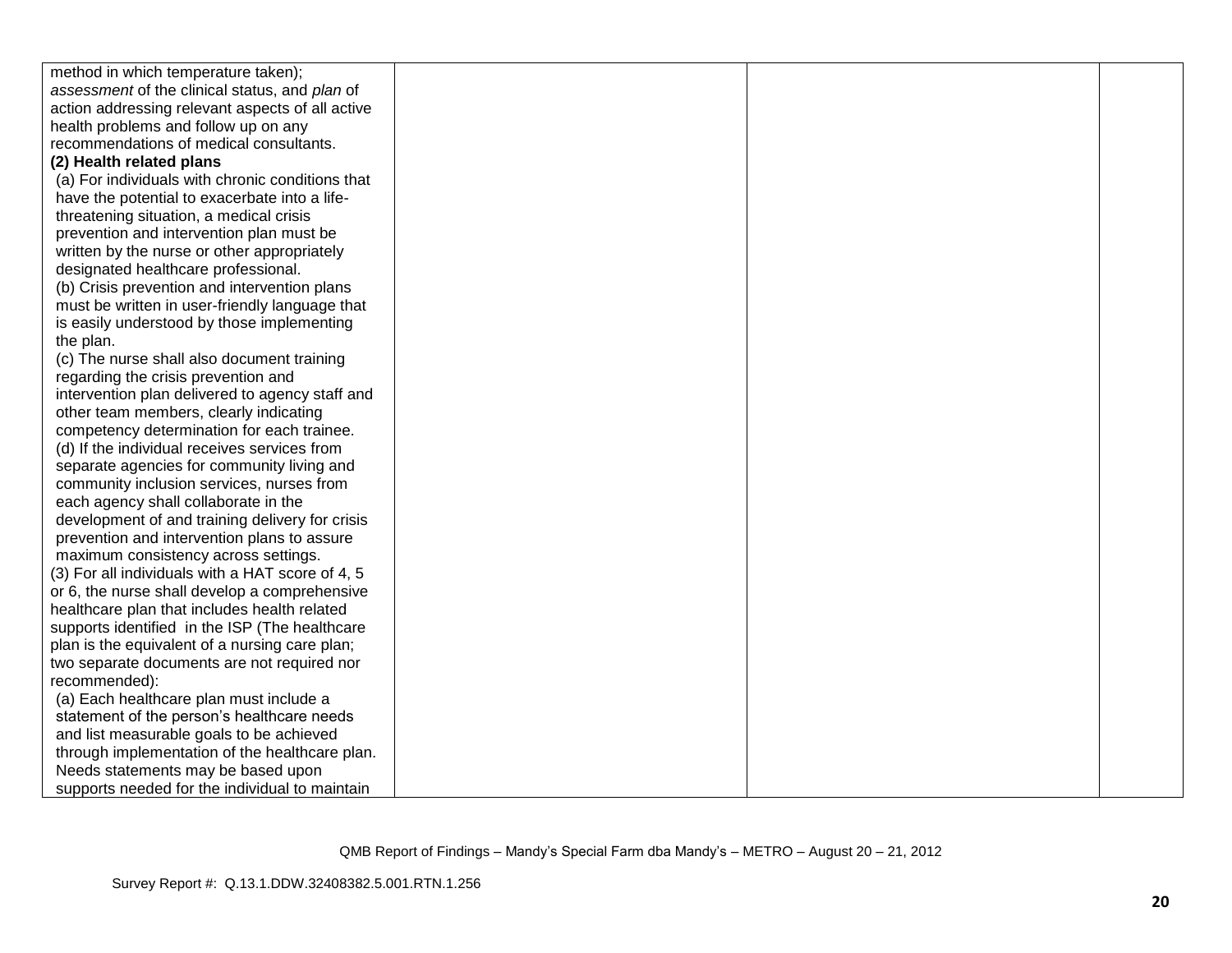| | | | |
|---|---|---|---|
| method in which temperature taken); *assessment* of the clinical status, and *plan* of action addressing relevant aspects of all active health problems and follow up on any recommendations of medical consultants.<br>**(2) Health related plans**<br>(a) For individuals with chronic conditions that have the potential to exacerbate into a life-threatening situation, a medical crisis prevention and intervention plan must be written by the nurse or other appropriately designated healthcare professional.<br>(b) Crisis prevention and intervention plans must be written in user-friendly language that is easily understood by those implementing the plan.<br>(c) The nurse shall also document training regarding the crisis prevention and intervention plan delivered to agency staff and other team members, clearly indicating competency determination for each trainee.<br>(d) If the individual receives services from separate agencies for community living and community inclusion services, nurses from each agency shall collaborate in the development of and training delivery for crisis prevention and intervention plans to assure maximum consistency across settings.<br>(3) For all individuals with a HAT score of 4, 5 or 6, the nurse shall develop a comprehensive healthcare plan that includes health related supports identified in the ISP (The healthcare plan is the equivalent of a nursing care plan; two separate documents are not required nor recommended):<br>(a) Each healthcare plan must include a statement of the person's healthcare needs and list measurable goals to be achieved through implementation of the healthcare plan. Needs statements may be based upon supports needed for the individual to maintain | | | |

QMB Report of Findings – Mandy's Special Farm dba Mandy's – METRO – August 20 – 21, 2012

Survey Report #: Q.13.1.DDW.32408382.5.001.RTN.1.256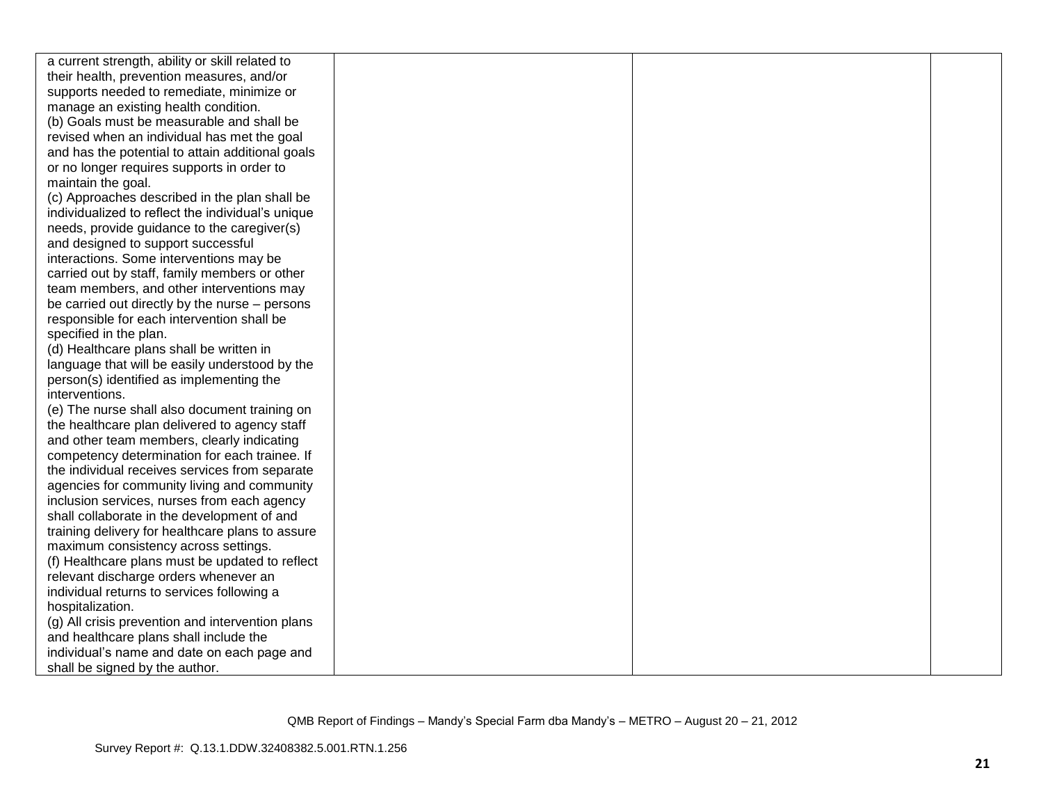| | | | |
|---|---|---|---|
| a current strength, ability or skill related to their health, prevention measures, and/or supports needed to remediate, minimize or manage an existing health condition.<br>(b) Goals must be measurable and shall be revised when an individual has met the goal and has the potential to attain additional goals or no longer requires supports in order to maintain the goal.<br>(c) Approaches described in the plan shall be individualized to reflect the individual's unique needs, provide guidance to the caregiver(s) and designed to support successful interactions. Some interventions may be carried out by staff, family members or other team members, and other interventions may be carried out directly by the nurse – persons responsible for each intervention shall be specified in the plan.<br>(d) Healthcare plans shall be written in language that will be easily understood by the person(s) identified as implementing the interventions.<br>(e) The nurse shall also document training on the healthcare plan delivered to agency staff and other team members, clearly indicating competency determination for each trainee. If the individual receives services from separate agencies for community living and community inclusion services, nurses from each agency shall collaborate in the development of and training delivery for healthcare plans to assure maximum consistency across settings.<br>(f) Healthcare plans must be updated to reflect relevant discharge orders whenever an individual returns to services following a hospitalization.<br>(g) All crisis prevention and intervention plans and healthcare plans shall include the individual's name and date on each page and shall be signed by the author. | | | |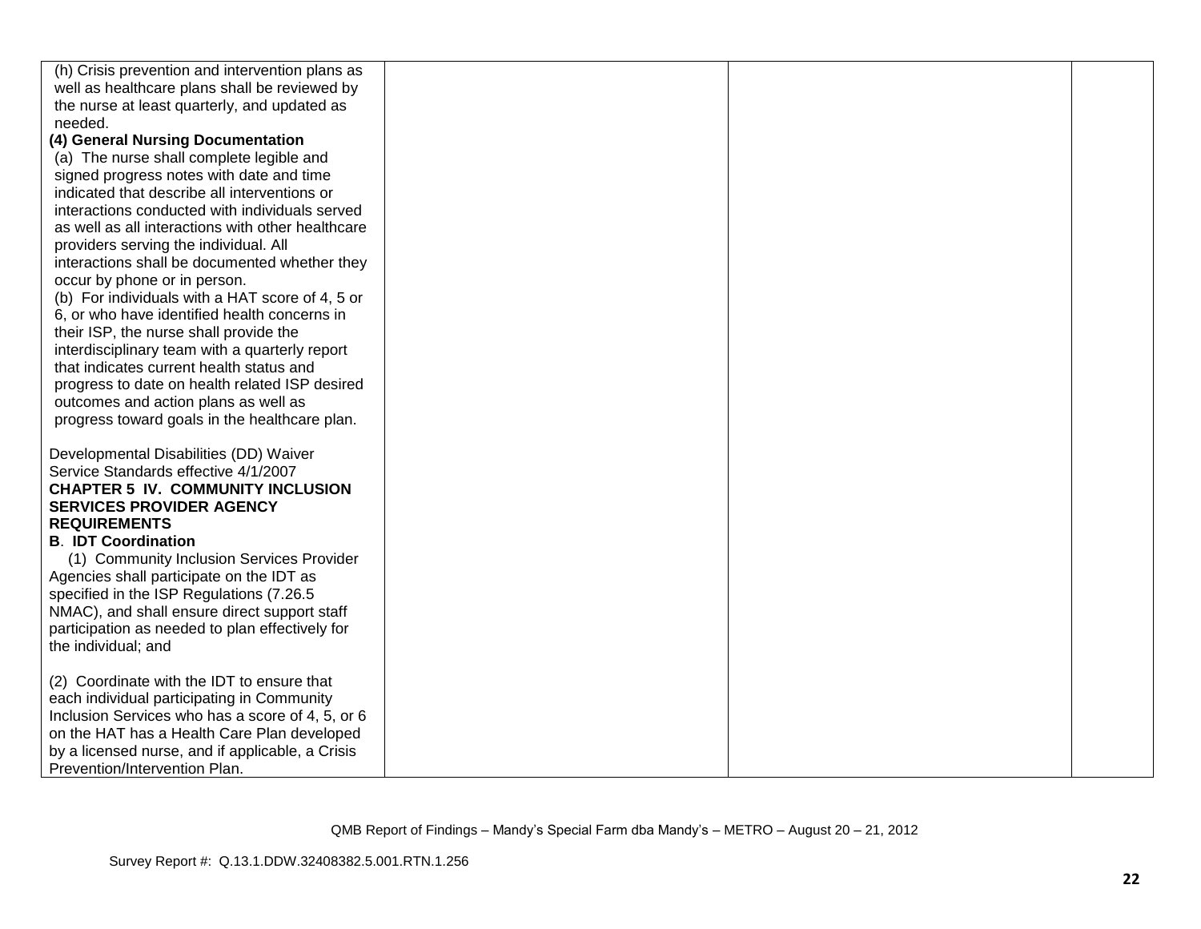| | | | |
|---|---|---|---|
| (h) Crisis prevention and intervention plans as well as healthcare plans shall be reviewed by the nurse at least quarterly, and updated as needed.<br>**(4) General Nursing Documentation**<br>(a) The nurse shall complete legible and signed progress notes with date and time indicated that describe all interventions or interactions conducted with individuals served as well as all interactions with other healthcare providers serving the individual. All interactions shall be documented whether they occur by phone or in person.<br>(b) For individuals with a HAT score of 4, 5 or 6, or who have identified health concerns in their ISP, the nurse shall provide the interdisciplinary team with a quarterly report that indicates current health status and progress to date on health related ISP desired outcomes and action plans as well as progress toward goals in the healthcare plan.<br><br>Developmental Disabilities (DD) Waiver Service Standards effective 4/1/2007<br>**CHAPTER 5 IV. COMMUNITY INCLUSION SERVICES PROVIDER AGENCY REQUIREMENTS**<br>**B. IDT Coordination**<br>(1) Community Inclusion Services Provider Agencies shall participate on the IDT as specified in the ISP Regulations (7.26.5 NMAC), and shall ensure direct support staff participation as needed to plan effectively for the individual; and<br><br>(2) Coordinate with the IDT to ensure that each individual participating in Community Inclusion Services who has a score of 4, 5, or 6 on the HAT has a Health Care Plan developed by a licensed nurse, and if applicable, a Crisis Prevention/Intervention Plan. | | | |

QMB Report of Findings – Mandy's Special Farm dba Mandy's – METRO – August 20 – 21, 2012

Survey Report #: Q.13.1.DDW.32408382.5.001.RTN.1.256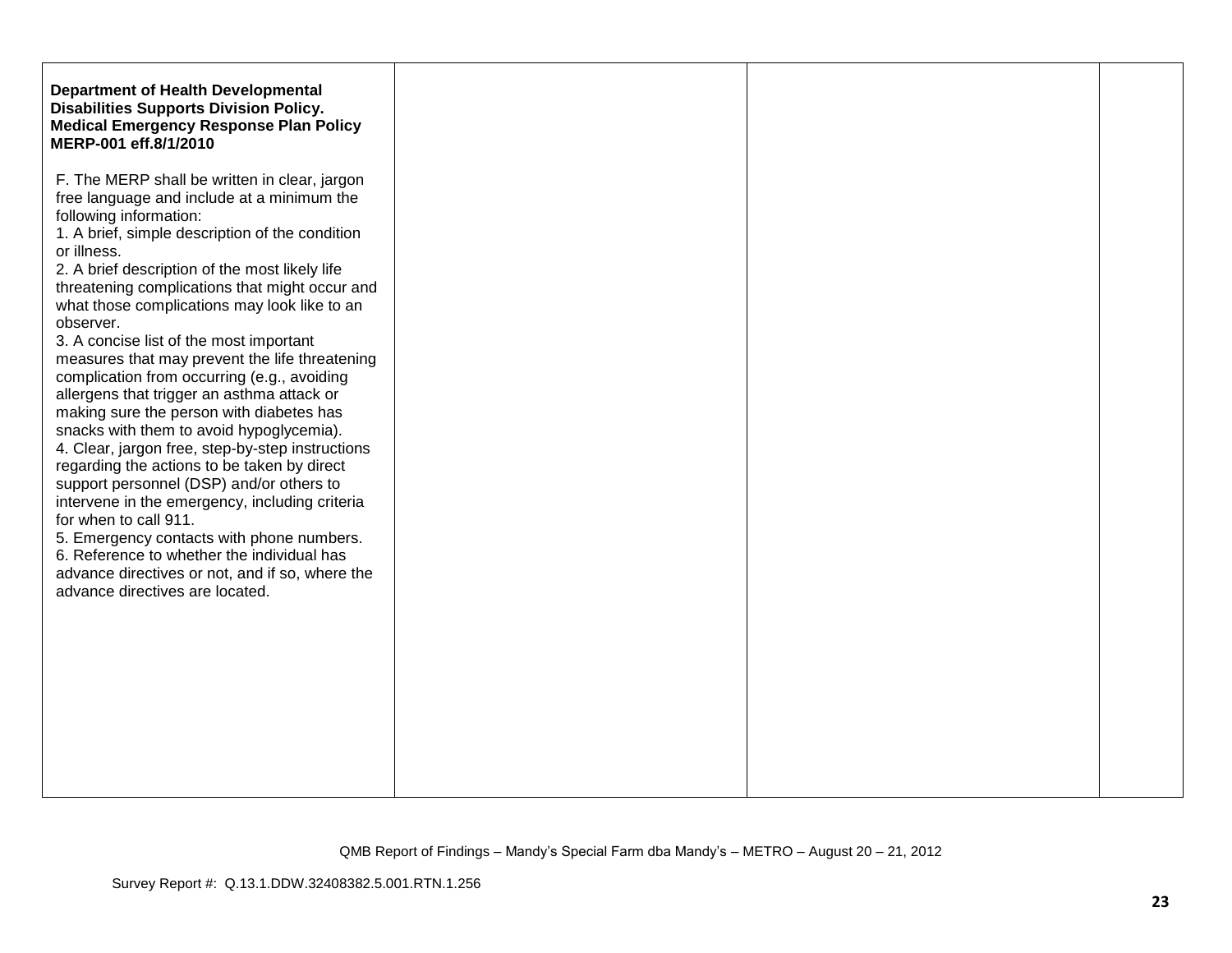| | | | |
|---|---|---|---|
| **Department of Health Developmental Disabilities Supports Division Policy. Medical Emergency Response Plan Policy MERP-001 eff.8/1/2010**<br><br>F. The MERP shall be written in clear, jargon free language and include at a minimum the following information:<br>1. A brief, simple description of the condition or illness.<br>2. A brief description of the most likely life threatening complications that might occur and what those complications may look like to an observer.<br>3. A concise list of the most important measures that may prevent the life threatening complication from occurring (e.g., avoiding allergens that trigger an asthma attack or making sure the person with diabetes has snacks with them to avoid hypoglycemia).<br>4. Clear, jargon free, step-by-step instructions regarding the actions to be taken by direct support personnel (DSP) and/or others to intervene in the emergency, including criteria for when to call 911.<br>5. Emergency contacts with phone numbers.<br>6. Reference to whether the individual has advance directives or not, and if so, where the advance directives are located. | | | |

QMB Report of Findings – Mandy's Special Farm dba Mandy's – METRO – August 20 – 21, 2012

Survey Report #: Q.13.1.DDW.32408382.5.001.RTN.1.256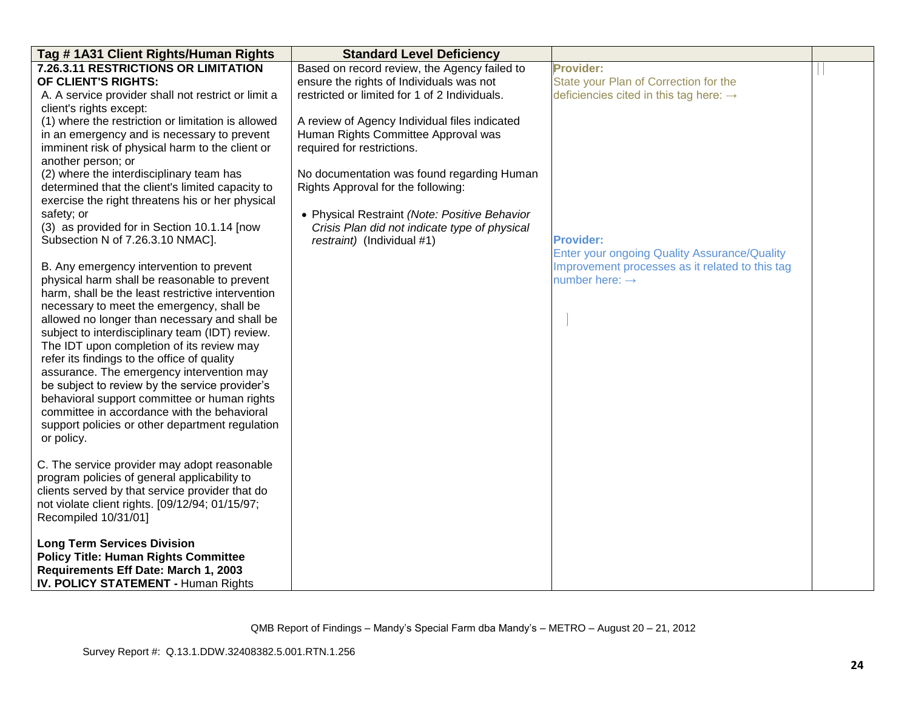| Tag # 1A31 Client Rights/Human Rights | Standard Level Deficiency | | |
|---|---|---|---|
| **7.26.3.11 RESTRICTIONS OR LIMITATION OF CLIENT'S RIGHTS:**<br>A. A service provider shall not restrict or limit a client's rights except:<br>(1) where the restriction or limitation is allowed in an emergency and is necessary to prevent imminent risk of physical harm to the client or another person; or<br>(2) where the interdisciplinary team has determined that the client's limited capacity to exercise the right threatens his or her physical safety; or<br>(3) as provided for in Section 10.1.14 [now Subsection N of 7.26.3.10 NMAC].<br><br>B. Any emergency intervention to prevent physical harm shall be reasonable to prevent harm, shall be the least restrictive intervention necessary to meet the emergency, shall be allowed no longer than necessary and shall be subject to interdisciplinary team (IDT) review. The IDT upon completion of its review may refer its findings to the office of quality assurance. The emergency intervention may be subject to review by the service provider's behavioral support committee or human rights committee in accordance with the behavioral support policies or other department regulation or policy.<br><br>C. The service provider may adopt reasonable program policies of general applicability to clients served by that service provider that do not violate client rights. [09/12/94; 01/15/97; Recompiled 10/31/01]<br><br>**Long Term Services Division**<br>**Policy Title: Human Rights Committee Requirements Eff Date: March 1, 2003**<br>**IV. POLICY STATEMENT -** Human Rights | Based on record review, the Agency failed to ensure the rights of Individuals was not restricted or limited for 1 of 2 Individuals.<br><br>A review of Agency Individual files indicated Human Rights Committee Approval was required for restrictions.<br><br>No documentation was found regarding Human Rights Approval for the following:<br><br>• Physical Restraint *(Note: Positive Behavior Crisis Plan did not indicate type of physical restraint)* (Individual #1) | **Provider:**<br>State your Plan of Correction for the deficiencies cited in this tag here: →<br><br>**Provider:**<br>Enter your ongoing Quality Assurance/Quality Improvement processes as it related to this tag number here: → | |

QMB Report of Findings – Mandy's Special Farm dba Mandy's – METRO – August 20 – 21, 2012

Survey Report #: Q.13.1.DDW.32408382.5.001.RTN.1.256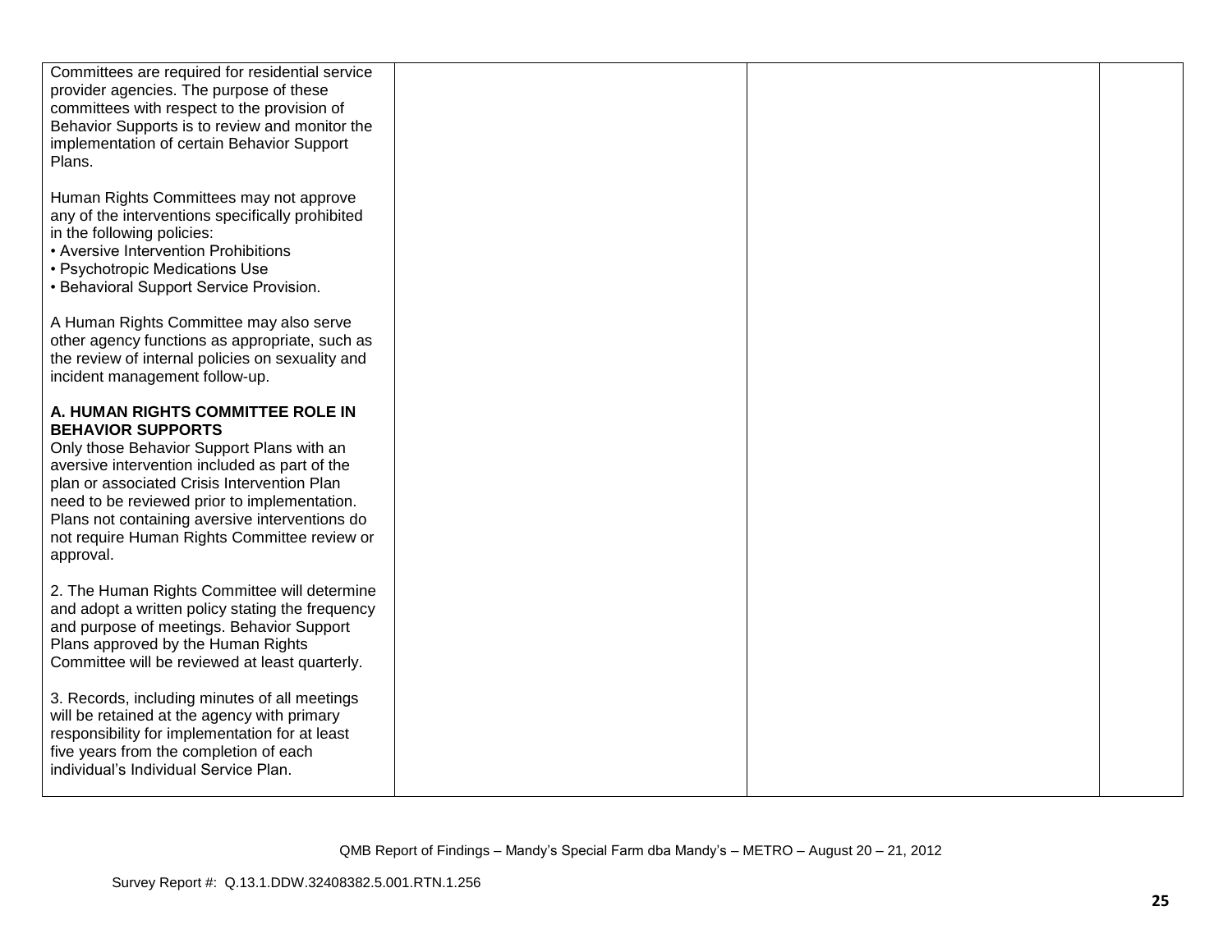| | | | |
|---|---|---|---|
| Committees are required for residential service provider agencies. The purpose of these committees with respect to the provision of Behavior Supports is to review and monitor the implementation of certain Behavior Support Plans.<br><br>Human Rights Committees may not approve any of the interventions specifically prohibited in the following policies:<br>• Aversive Intervention Prohibitions<br>• Psychotropic Medications Use<br>• Behavioral Support Service Provision.<br><br>A Human Rights Committee may also serve other agency functions as appropriate, such as the review of internal policies on sexuality and incident management follow-up.<br><br>**A. HUMAN RIGHTS COMMITTEE ROLE IN BEHAVIOR SUPPORTS**<br>Only those Behavior Support Plans with an aversive intervention included as part of the plan or associated Crisis Intervention Plan need to be reviewed prior to implementation. Plans not containing aversive interventions do not require Human Rights Committee review or approval.<br><br>2. The Human Rights Committee will determine and adopt a written policy stating the frequency and purpose of meetings. Behavior Support Plans approved by the Human Rights Committee will be reviewed at least quarterly.<br><br>3. Records, including minutes of all meetings will be retained at the agency with primary responsibility for implementation for at least five years from the completion of each individual's Individual Service Plan. | | | |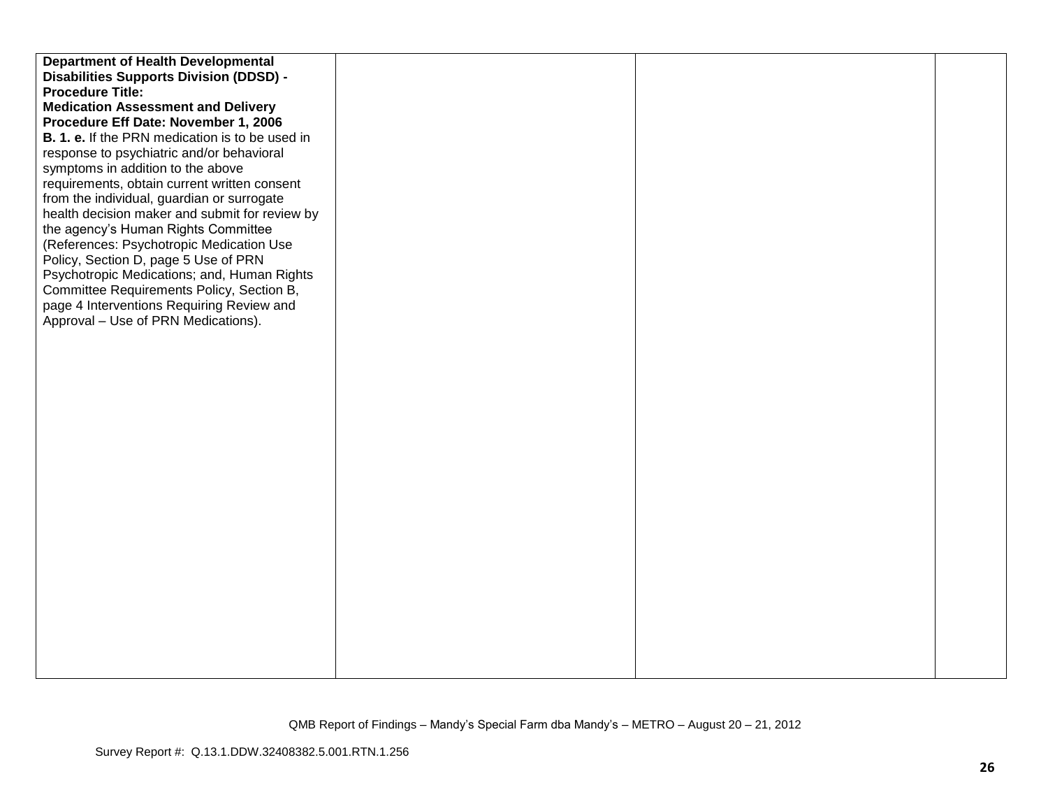| | | | |
|---|---|---|---|
| **Department of Health Developmental Disabilities Supports Division (DDSD) - Procedure Title: Medication Assessment and Delivery Procedure Eff Date: November 1, 2006**<br>**B. 1. e.** If the PRN medication is to be used in response to psychiatric and/or behavioral symptoms in addition to the above requirements, obtain current written consent from the individual, guardian or surrogate health decision maker and submit for review by the agency's Human Rights Committee (References: Psychotropic Medication Use Policy, Section D, page 5 Use of PRN Psychotropic Medications; and, Human Rights Committee Requirements Policy, Section B, page 4 Interventions Requiring Review and Approval – Use of PRN Medications). | | | |

QMB Report of Findings – Mandy's Special Farm dba Mandy's – METRO – August 20 – 21, 2012

Survey Report #: Q.13.1.DDW.32408382.5.001.RTN.1.256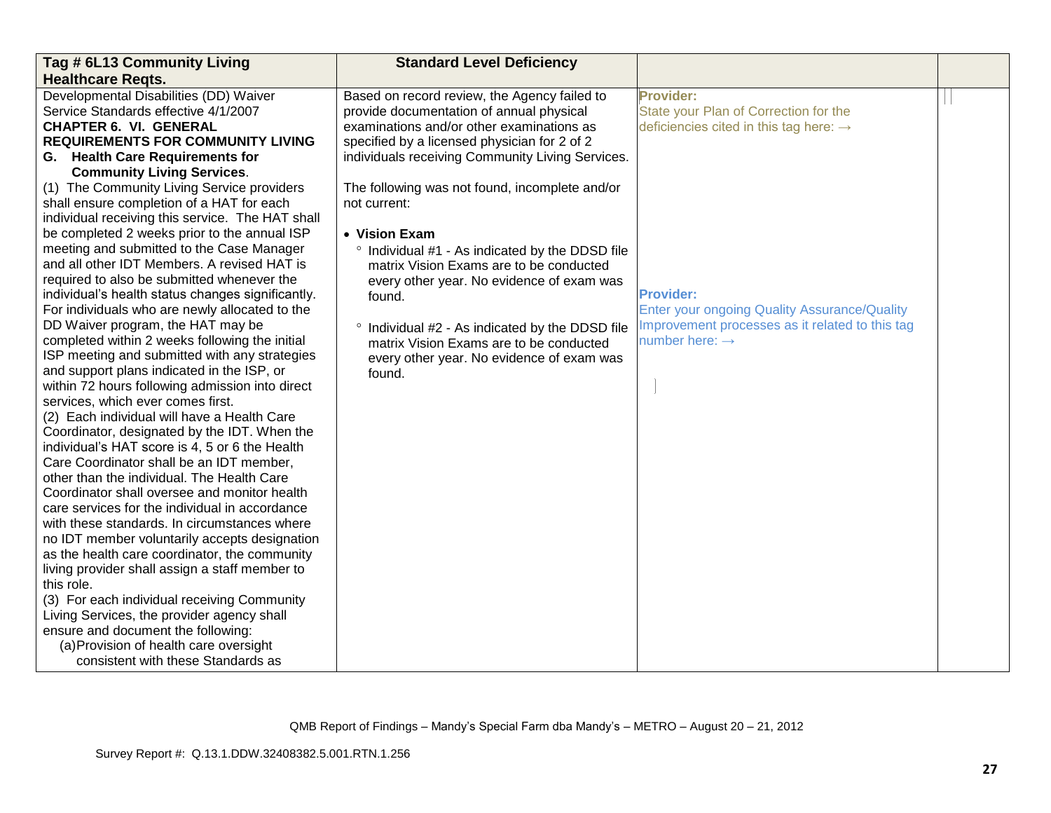| Tag # 6L13 Community Living Healthcare Reqts. | Standard Level Deficiency | | |
|---|---|---|---|
| Developmental Disabilities (DD) Waiver Service Standards effective 4/1/2007<br>**CHAPTER 6. VI. GENERAL REQUIREMENTS FOR COMMUNITY LIVING**<br>**G. Health Care Requirements for Community Living Services**.<br>(1) The Community Living Service providers shall ensure completion of a HAT for each individual receiving this service. The HAT shall be completed 2 weeks prior to the annual ISP meeting and submitted to the Case Manager and all other IDT Members. A revised HAT is required to also be submitted whenever the individual's health status changes significantly. For individuals who are newly allocated to the DD Waiver program, the HAT may be completed within 2 weeks following the initial ISP meeting and submitted with any strategies and support plans indicated in the ISP, or within 72 hours following admission into direct services, which ever comes first.<br>(2) Each individual will have a Health Care Coordinator, designated by the IDT. When the individual's HAT score is 4, 5 or 6 the Health Care Coordinator shall be an IDT member, other than the individual. The Health Care Coordinator shall oversee and monitor health care services for the individual in accordance with these standards. In circumstances where no IDT member voluntarily accepts designation as the health care coordinator, the community living provider shall assign a staff member to this role.<br>(3) For each individual receiving Community Living Services, the provider agency shall ensure and document the following:<br>(a) Provision of health care oversight consistent with these Standards as | Based on record review, the Agency failed to provide documentation of annual physical examinations and/or other examinations as specified by a licensed physician for 2 of 2 individuals receiving Community Living Services.<br><br>The following was not found, incomplete and/or not current:<br><br>• **Vision Exam**<br>° Individual #1 - As indicated by the DDSD file matrix Vision Exams are to be conducted every other year. No evidence of exam was found.<br><br>° Individual #2 - As indicated by the DDSD file matrix Vision Exams are to be conducted every other year. No evidence of exam was found. | **Provider:**<br>State your Plan of Correction for the deficiencies cited in this tag here: →<br><br>**Provider:**<br>Enter your ongoing Quality Assurance/Quality Improvement processes as it related to this tag number here: → | |

QMB Report of Findings – Mandy's Special Farm dba Mandy's – METRO – August 20 – 21, 2012

Survey Report #: Q.13.1.DDW.32408382.5.001.RTN.1.256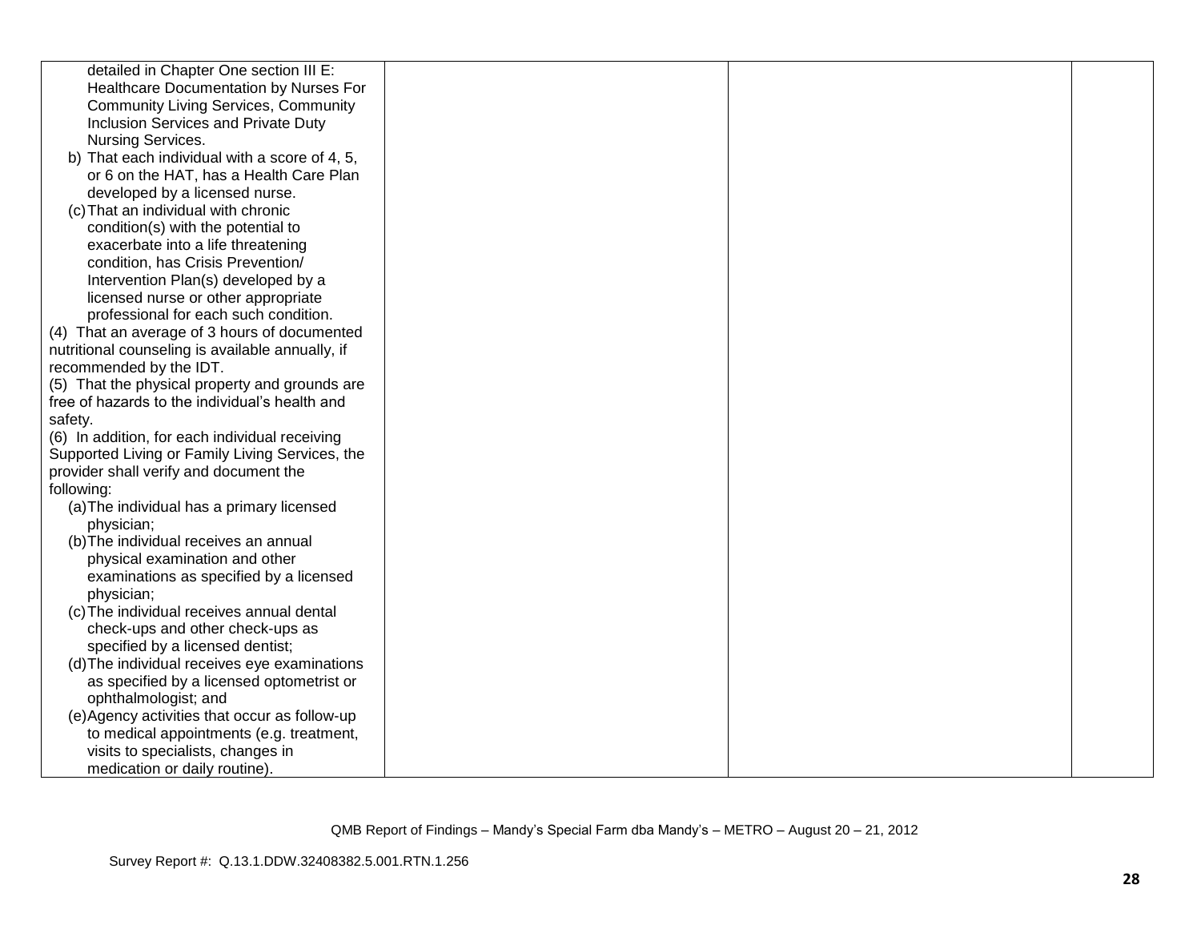| | | | |
|---|---|---|---|
| detailed in Chapter One section III E: Healthcare Documentation by Nurses For Community Living Services, Community Inclusion Services and Private Duty Nursing Services.<br>b) That each individual with a score of 4, 5, or 6 on the HAT, has a Health Care Plan developed by a licensed nurse.<br>(c) That an individual with chronic condition(s) with the potential to exacerbate into a life threatening condition, has Crisis Prevention/ Intervention Plan(s) developed by a licensed nurse or other appropriate professional for each such condition.<br>(4) That an average of 3 hours of documented nutritional counseling is available annually, if recommended by the IDT.<br>(5) That the physical property and grounds are free of hazards to the individual's health and safety.<br>(6) In addition, for each individual receiving Supported Living or Family Living Services, the provider shall verify and document the following:<br>(a) The individual has a primary licensed physician;<br>(b) The individual receives an annual physical examination and other examinations as specified by a licensed physician;<br>(c) The individual receives annual dental check-ups and other check-ups as specified by a licensed dentist;<br>(d) The individual receives eye examinations as specified by a licensed optometrist or ophthalmologist; and<br>(e) Agency activities that occur as follow-up to medical appointments (e.g. treatment, visits to specialists, changes in medication or daily routine). | | | |

QMB Report of Findings – Mandy's Special Farm dba Mandy's – METRO – August 20 – 21, 2012

Survey Report #: Q.13.1.DDW.32408382.5.001.RTN.1.256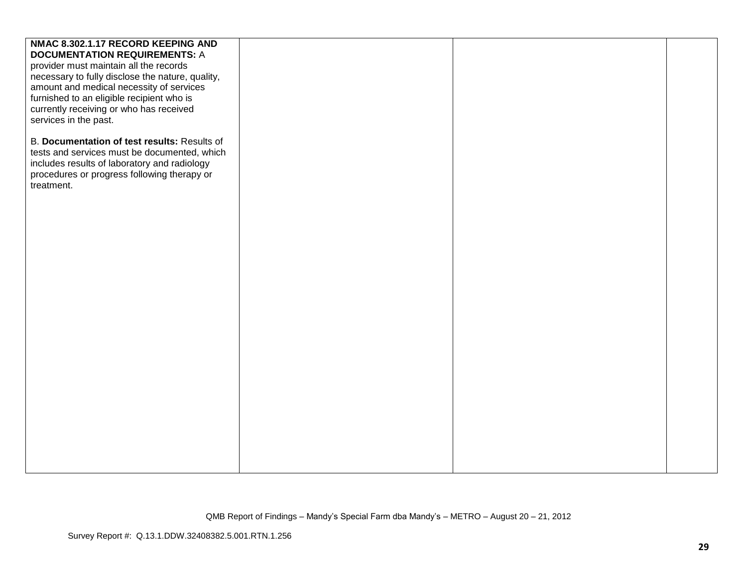| | | | |
|---|---|---|---|
| **NMAC 8.302.1.17 RECORD KEEPING AND DOCUMENTATION REQUIREMENTS:** A provider must maintain all the records necessary to fully disclose the nature, quality, amount and medical necessity of services furnished to an eligible recipient who is currently receiving or who has received services in the past.<br><br>B. **Documentation of test results:** Results of tests and services must be documented, which includes results of laboratory and radiology procedures or progress following therapy or treatment. | | | |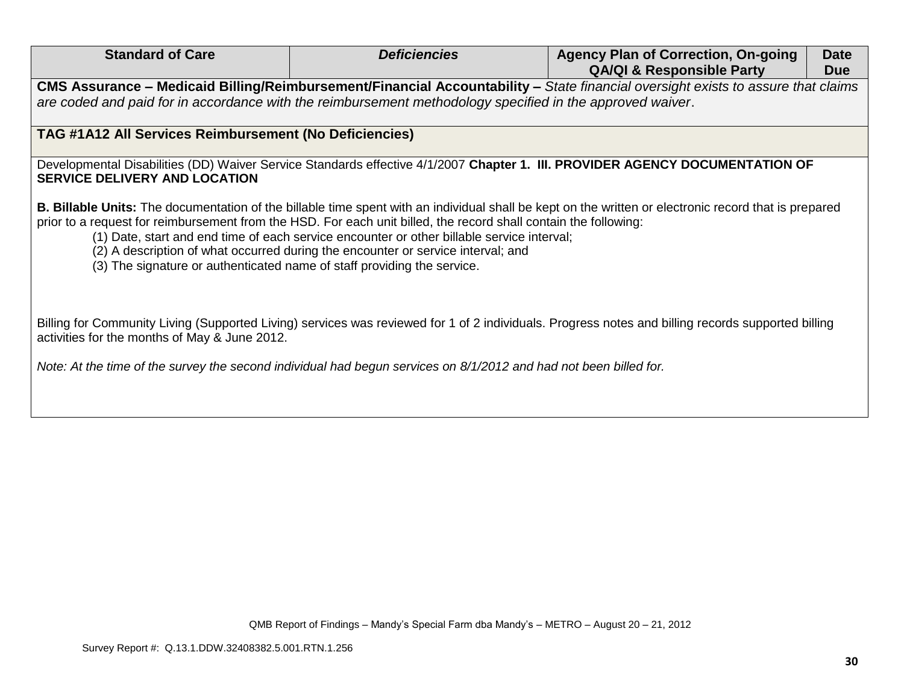| Standard of Care | *Deficiencies* | Agency Plan of Correction, On-going QA/QI & Responsible Party | Date Due |
| --- | --- | --- | --- |
| **CMS Assurance – Medicaid Billing/Reimbursement/Financial Accountability –** *State financial oversight exists to assure that claims are coded and paid for in accordance with the reimbursement methodology specified in the approved waiver*. | | | |
| **TAG #1A12 All Services Reimbursement (No Deficiencies)** | | | |
| Developmental Disabilities (DD) Waiver Service Standards effective 4/1/2007 **Chapter 1. III. PROVIDER AGENCY DOCUMENTATION OF SERVICE DELIVERY AND LOCATION**<br><br>**B. Billable Units:** The documentation of the billable time spent with an individual shall be kept on the written or electronic record that is prepared prior to a request for reimbursement from the HSD. For each unit billed, the record shall contain the following:<br>(1) Date, start and end time of each service encounter or other billable service interval;<br>(2) A description of what occurred during the encounter or service interval; and<br>(3) The signature or authenticated name of staff providing the service.<br><br>Billing for Community Living (Supported Living) services was reviewed for 1 of 2 individuals. Progress notes and billing records supported billing activities for the months of May & June 2012.<br><br>*Note: At the time of the survey the second individual had begun services on 8/1/2012 and had not been billed for.* | | | |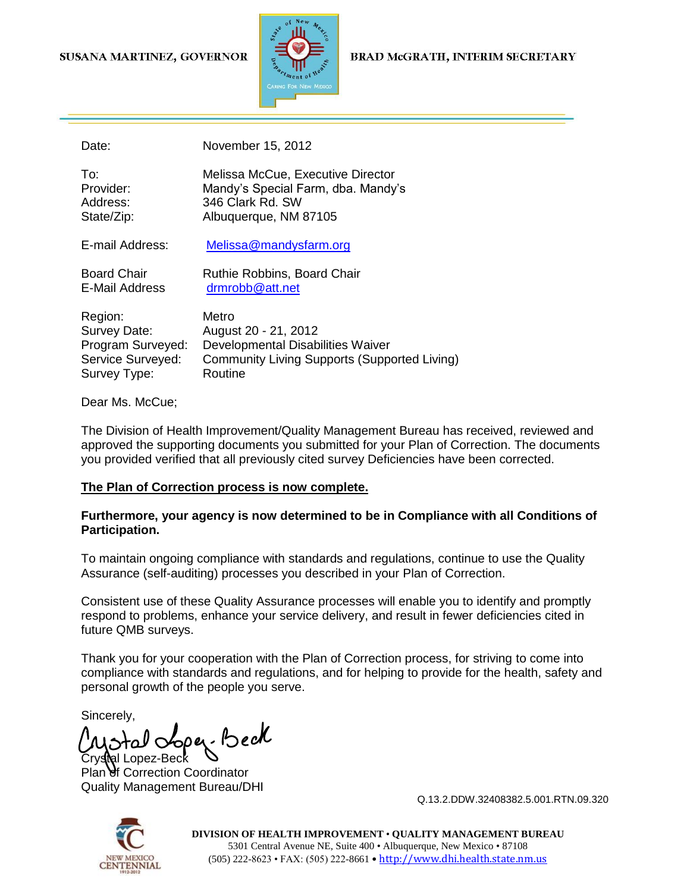SUSANA MARTINEZ, GOVERNOR

BRAD McGRATH, INTERIM SECRETARY

| | |
|---|---|
| Date: | November 15, 2012 |
| To: | Melissa McCue, Executive Director |
| Provider: | Mandy's Special Farm, dba. Mandy's |
| Address: | 346 Clark Rd. SW |
| State/Zip: | Albuquerque, NM 87105 |
| E-mail Address: | Melissa@mandysfarm.org |
| Board Chair E-Mail Address | Ruthie Robbins, Board Chair drmrobb@att.net |
| Region: | Metro |
| Survey Date: | August 20 - 21, 2012 |
| Program Surveyed: | Developmental Disabilities Waiver |
| Service Surveyed: | Community Living Supports (Supported Living) |
| Survey Type: | Routine |

Dear Ms. McCue;

The Division of Health Improvement/Quality Management Bureau has received, reviewed and approved the supporting documents you submitted for your Plan of Correction. The documents you provided verified that all previously cited survey Deficiencies have been corrected.

**The Plan of Correction process is now complete.**

**Furthermore, your agency is now determined to be in Compliance with all Conditions of Participation.**

To maintain ongoing compliance with standards and regulations, continue to use the Quality Assurance (self-auditing) processes you described in your Plan of Correction.

Consistent use of these Quality Assurance processes will enable you to identify and promptly respond to problems, enhance your service delivery, and result in fewer deficiencies cited in future QMB surveys.

Thank you for your cooperation with the Plan of Correction process, for striving to come into compliance with standards and regulations, and for helping to provide for the health, safety and personal growth of the people you serve.

Sincerely,

Crystal Lopez-Beck
Plan of Correction Coordinator
Quality Management Bureau/DHI

Q.13.2.DDW.32408382.5.001.RTN.09.320

**DIVISION OF HEALTH IMPROVEMENT • QUALITY MANAGEMENT BUREAU**
5301 Central Avenue NE, Suite 400 • Albuquerque, New Mexico • 87108
(505) 222-8623 • FAX: (505) 222-8661 • http://www.dhi.health.state.nm.us